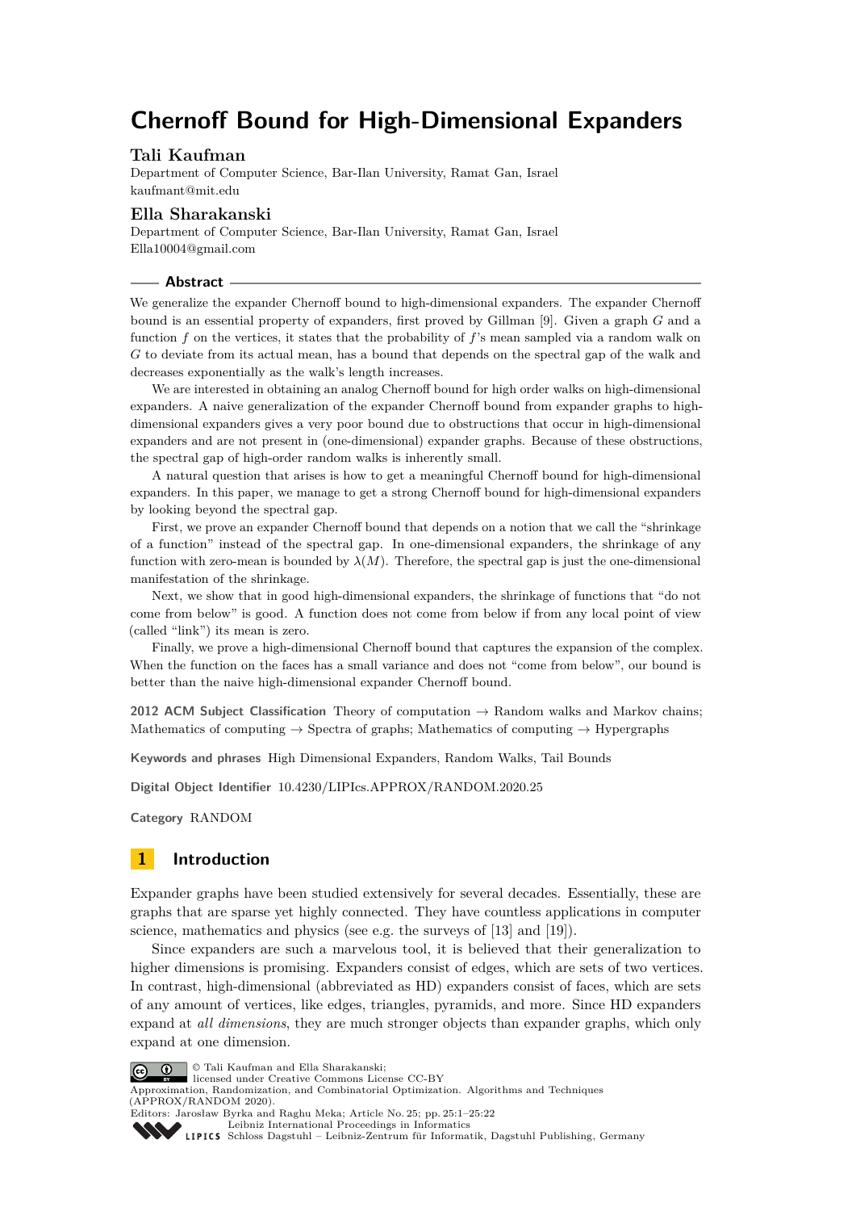# Chernoff Bound for High-Dimensional Expanders

**Tali Kaufman**
Department of Computer Science, Bar-Ilan University, Ramat Gan, Israel
kaufmant@mit.edu

**Ella Sharakanski**
Department of Computer Science, Bar-Ilan University, Ramat Gan, Israel
Ella10004@gmail.com

## Abstract

We generalize the expander Chernoff bound to high-dimensional expanders. The expander Chernoff bound is an essential property of expanders, first proved by Gillman [9]. Given a graph $G$ and a function $f$ on the vertices, it states that the probability of $f$'s mean sampled via a random walk on $G$ to deviate from its actual mean, has a bound that depends on the spectral gap of the walk and decreases exponentially as the walk's length increases.

We are interested in obtaining an analog Chernoff bound for high order walks on high-dimensional expanders. A naive generalization of the expander Chernoff bound from expander graphs to high-dimensional expanders gives a very poor bound due to obstructions that occur in high-dimensional expanders and are not present in (one-dimensional) expander graphs. Because of these obstructions, the spectral gap of high-order random walks is inherently small.

A natural question that arises is how to get a meaningful Chernoff bound for high-dimensional expanders. In this paper, we manage to get a strong Chernoff bound for high-dimensional expanders by looking beyond the spectral gap.

First, we prove an expander Chernoff bound that depends on a notion that we call the "shrinkage of a function" instead of the spectral gap. In one-dimensional expanders, the shrinkage of any function with zero-mean is bounded by $\lambda(M)$. Therefore, the spectral gap is just the one-dimensional manifestation of the shrinkage.

Next, we show that in good high-dimensional expanders, the shrinkage of functions that "do not come from below" is good. A function does not come from below if from any local point of view (called "link") its mean is zero.

Finally, we prove a high-dimensional Chernoff bound that captures the expansion of the complex. When the function on the faces has a small variance and does not "come from below", our bound is better than the naive high-dimensional expander Chernoff bound.

**2012 ACM Subject Classification** Theory of computation → Random walks and Markov chains; Mathematics of computing → Spectra of graphs; Mathematics of computing → Hypergraphs

**Keywords and phrases** High Dimensional Expanders, Random Walks, Tail Bounds

**Digital Object Identifier** 10.4230/LIPIcs.APPROX/RANDOM.2020.25

**Category** RANDOM

## 1 Introduction

Expander graphs have been studied extensively for several decades. Essentially, these are graphs that are sparse yet highly connected. They have countless applications in computer science, mathematics and physics (see e.g. the surveys of [13] and [19]).

Since expanders are such a marvelous tool, it is believed that their generalization to higher dimensions is promising. Expanders consist of edges, which are sets of two vertices. In contrast, high-dimensional (abbreviated as HD) expanders consist of faces, which are sets of any amount of vertices, like edges, triangles, pyramids, and more. Since HD expanders expand at *all dimensions*, they are much stronger objects than expander graphs, which only expand at one dimension.

© Tali Kaufman and Ella Sharakanski;
licensed under Creative Commons License CC-BY
Approximation, Randomization, and Combinatorial Optimization. Algorithms and Techniques (APPROX/RANDOM 2020).
Editors: Jarosław Byrka and Raghu Meka; Article No. 25; pp. 25:1–25:22
Leibniz International Proceedings in Informatics
Schloss Dagstuhl – Leibniz-Zentrum für Informatik, Dagstuhl Publishing, Germany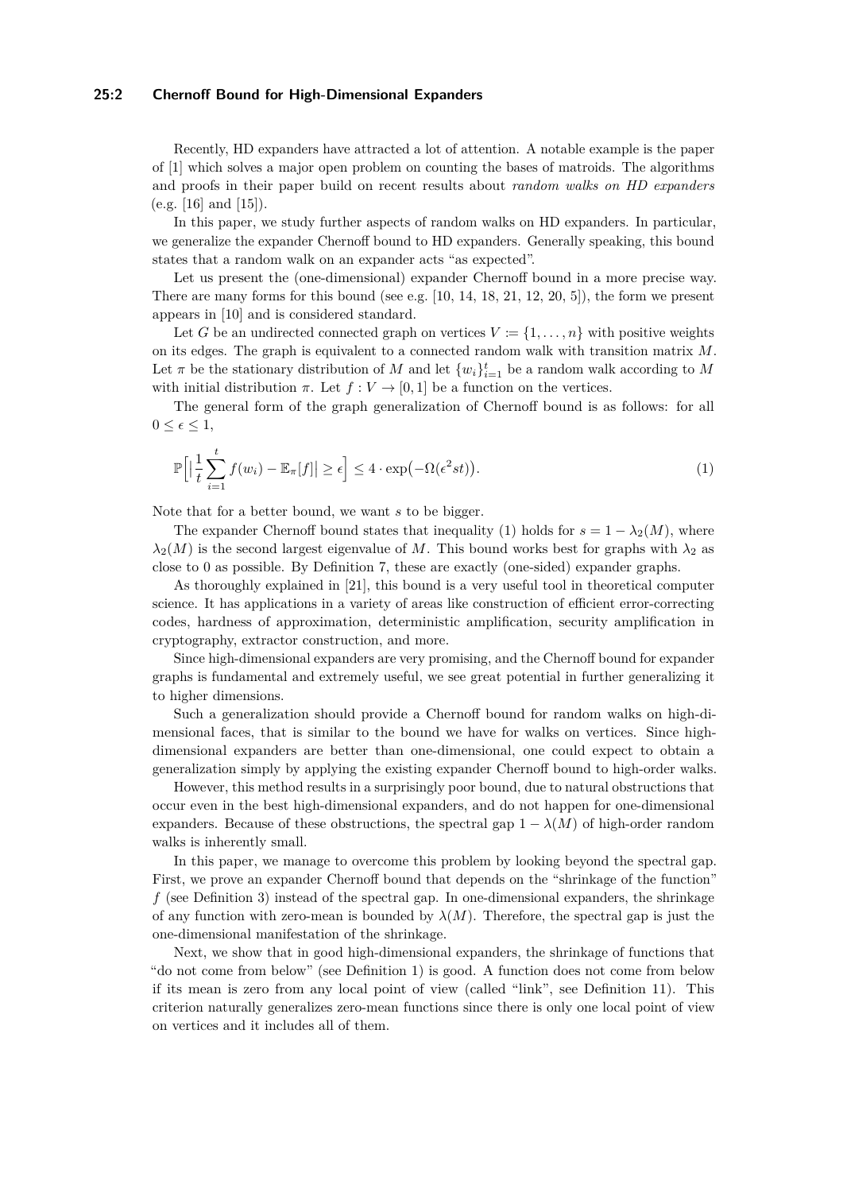Recently, HD expanders have attracted a lot of attention. A notable example is the paper of [1] which solves a major open problem on counting the bases of matroids. The algorithms and proofs in their paper build on recent results about *random walks on HD expanders* (e.g. [16] and [15]).

In this paper, we study further aspects of random walks on HD expanders. In particular, we generalize the expander Chernoff bound to HD expanders. Generally speaking, this bound states that a random walk on an expander acts "as expected".

Let us present the (one-dimensional) expander Chernoff bound in a more precise way. There are many forms for this bound (see e.g. [10, 14, 18, 21, 12, 20, 5]), the form we present appears in [10] and is considered standard.

Let $G$ be an undirected connected graph on vertices $V := \{1, \ldots, n\}$ with positive weights on its edges. The graph is equivalent to a connected random walk with transition matrix $M$. Let $\pi$ be the stationary distribution of $M$ and let $\{w_i\}_{i=1}^{t}$ be a random walk according to $M$ with initial distribution $\pi$. Let $f : V \to [0, 1]$ be a function on the vertices.

The general form of the graph generalization of Chernoff bound is as follows: for all $0 \leq \epsilon \leq 1$,

$$\mathbb{P}\Big[\big|\frac{1}{t}\sum_{i=1}^{t} f(w_i) - \mathbb{E}_{\pi}[f]\big| \geq \epsilon\Big] \leq 4 \cdot \exp\big(-\Omega(\epsilon^2 st)\big). \tag{1}$$

Note that for a better bound, we want $s$ to be bigger.

The expander Chernoff bound states that inequality (1) holds for $s = 1 - \lambda_2(M)$, where $\lambda_2(M)$ is the second largest eigenvalue of $M$. This bound works best for graphs with $\lambda_2$ as close to 0 as possible. By Definition 7, these are exactly (one-sided) expander graphs.

As thoroughly explained in [21], this bound is a very useful tool in theoretical computer science. It has applications in a variety of areas like construction of efficient error-correcting codes, hardness of approximation, deterministic amplification, security amplification in cryptography, extractor construction, and more.

Since high-dimensional expanders are very promising, and the Chernoff bound for expander graphs is fundamental and extremely useful, we see great potential in further generalizing it to higher dimensions.

Such a generalization should provide a Chernoff bound for random walks on high-dimensional faces, that is similar to the bound we have for walks on vertices. Since high-dimensional expanders are better than one-dimensional, one could expect to obtain a generalization simply by applying the existing expander Chernoff bound to high-order walks.

However, this method results in a surprisingly poor bound, due to natural obstructions that occur even in the best high-dimensional expanders, and do not happen for one-dimensional expanders. Because of these obstructions, the spectral gap $1 - \lambda(M)$ of high-order random walks is inherently small.

In this paper, we manage to overcome this problem by looking beyond the spectral gap. First, we prove an expander Chernoff bound that depends on the "shrinkage of the function" $f$ (see Definition 3) instead of the spectral gap. In one-dimensional expanders, the shrinkage of any function with zero-mean is bounded by $\lambda(M)$. Therefore, the spectral gap is just the one-dimensional manifestation of the shrinkage.

Next, we show that in good high-dimensional expanders, the shrinkage of functions that "do not come from below" (see Definition 1) is good. A function does not come from below if its mean is zero from any local point of view (called "link", see Definition 11). This criterion naturally generalizes zero-mean functions since there is only one local point of view on vertices and it includes all of them.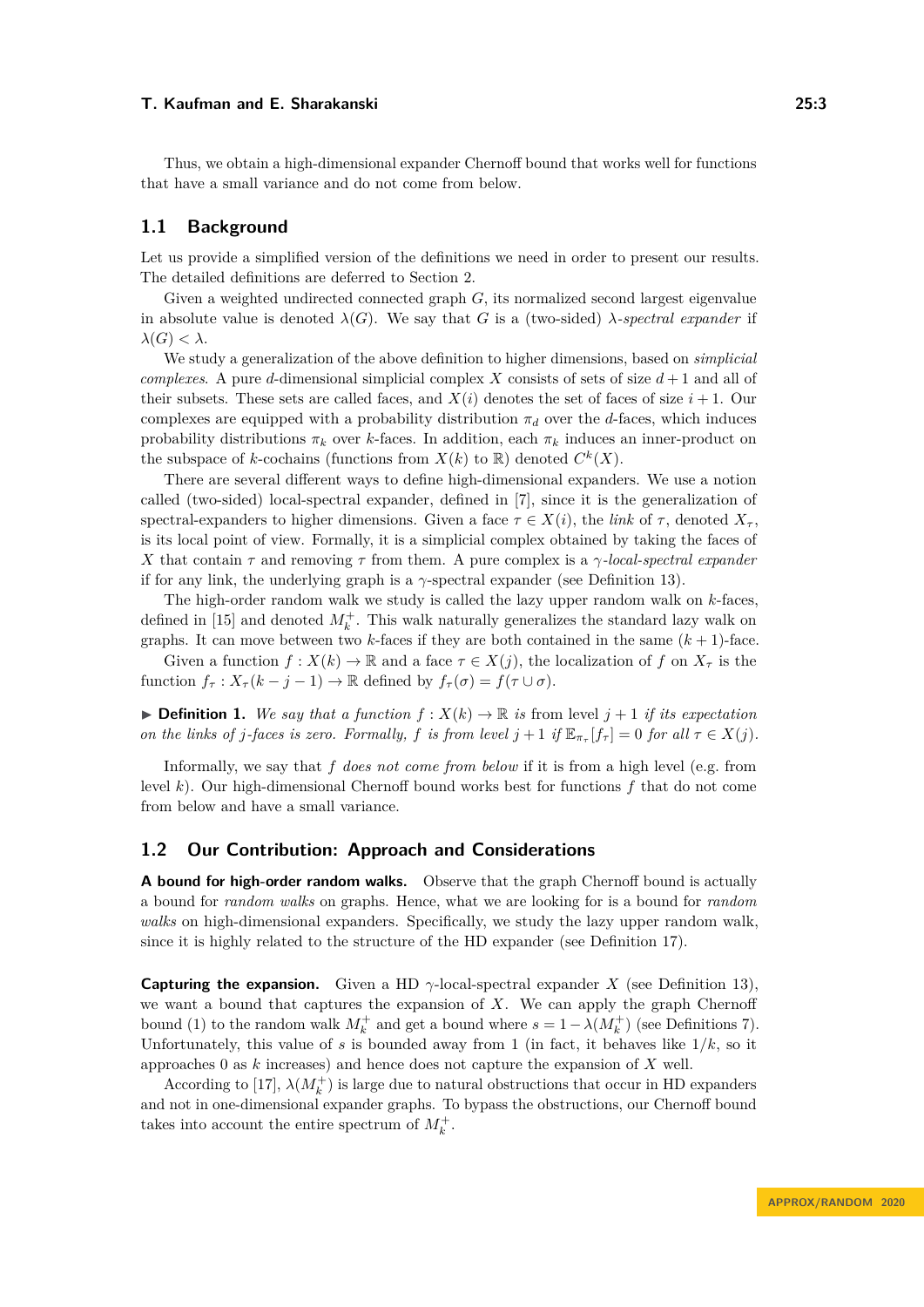Thus, we obtain a high-dimensional expander Chernoff bound that works well for functions that have a small variance and do not come from below.

## 1.1 Background

Let us provide a simplified version of the definitions we need in order to present our results. The detailed definitions are deferred to Section 2.

Given a weighted undirected connected graph $G$, its normalized second largest eigenvalue in absolute value is denoted $\lambda(G)$. We say that $G$ is a (two-sided) $\lambda$*-spectral expander* if $\lambda(G) < \lambda$.

We study a generalization of the above definition to higher dimensions, based on *simplicial complexes*. A pure $d$-dimensional simplicial complex $X$ consists of sets of size $d+1$ and all of their subsets. These sets are called faces, and $X(i)$ denotes the set of faces of size $i+1$. Our complexes are equipped with a probability distribution $\pi_d$ over the $d$-faces, which induces probability distributions $\pi_k$ over $k$-faces. In addition, each $\pi_k$ induces an inner-product on the subspace of $k$-cochains (functions from $X(k)$ to $\mathbb{R}$) denoted $C^k(X)$.

There are several different ways to define high-dimensional expanders. We use a notion called (two-sided) local-spectral expander, defined in [7], since it is the generalization of spectral-expanders to higher dimensions. Given a face $\tau \in X(i)$, the *link* of $\tau$, denoted $X_\tau$, is its local point of view. Formally, it is a simplicial complex obtained by taking the faces of $X$ that contain $\tau$ and removing $\tau$ from them. A pure complex is a $\gamma$*-local-spectral expander* if for any link, the underlying graph is a $\gamma$-spectral expander (see Definition 13).

The high-order random walk we study is called the lazy upper random walk on $k$-faces, defined in [15] and denoted $M_k^+$. This walk naturally generalizes the standard lazy walk on graphs. It can move between two $k$-faces if they are both contained in the same $(k+1)$-face.

Given a function $f : X(k) \to \mathbb{R}$ and a face $\tau \in X(j)$, the localization of $f$ on $X_\tau$ is the function $f_\tau : X_\tau(k-j-1) \to \mathbb{R}$ defined by $f_\tau(\sigma) = f(\tau \cup \sigma)$.

▶ **Definition 1.** *We say that a function $f : X(k) \to \mathbb{R}$ is* from level $j+1$ *if its expectation on the links of $j$-faces is zero. Formally, $f$ is from level $j+1$ if $\mathbb{E}_{\pi_\tau}[f_\tau] = 0$ for all $\tau \in X(j)$.*

Informally, we say that $f$ *does not come from below* if it is from a high level (e.g. from level $k$). Our high-dimensional Chernoff bound works best for functions $f$ that do not come from below and have a small variance.

## 1.2 Our Contribution: Approach and Considerations

**A bound for high-order random walks.** Observe that the graph Chernoff bound is actually a bound for *random walks* on graphs. Hence, what we are looking for is a bound for *random walks* on high-dimensional expanders. Specifically, we study the lazy upper random walk, since it is highly related to the structure of the HD expander (see Definition 17).

**Capturing the expansion.** Given a HD $\gamma$-local-spectral expander $X$ (see Definition 13), we want a bound that captures the expansion of $X$. We can apply the graph Chernoff bound (1) to the random walk $M_k^+$ and get a bound where $s = 1 - \lambda(M_k^+)$ (see Definitions 7). Unfortunately, this value of $s$ is bounded away from 1 (in fact, it behaves like $1/k$, so it approaches 0 as $k$ increases) and hence does not capture the expansion of $X$ well.

According to [17], $\lambda(M_k^+)$ is large due to natural obstructions that occur in HD expanders and not in one-dimensional expander graphs. To bypass the obstructions, our Chernoff bound takes into account the entire spectrum of $M_k^+$.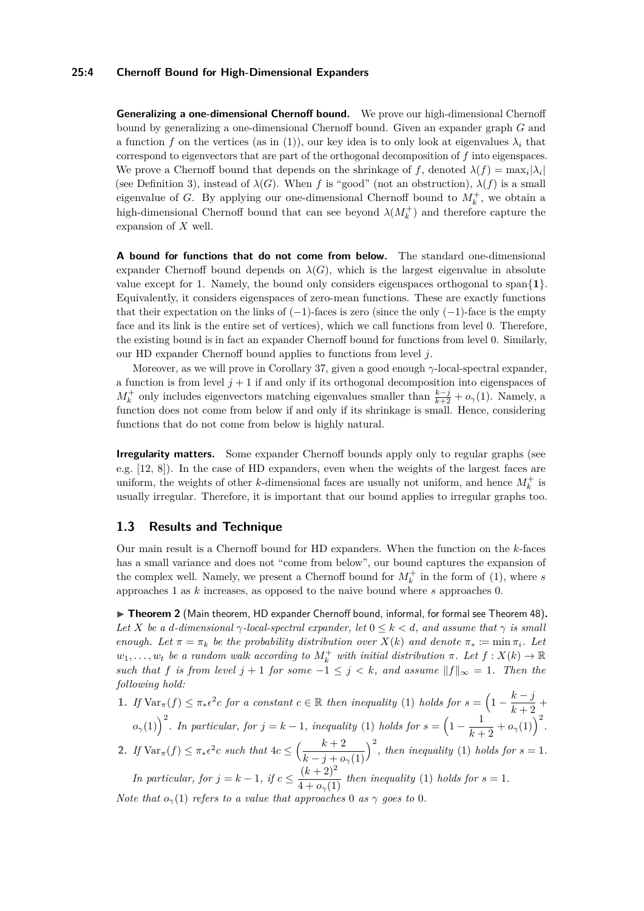**Generalizing a one-dimensional Chernoff bound.** We prove our high-dimensional Chernoff bound by generalizing a one-dimensional Chernoff bound. Given an expander graph $G$ and a function $f$ on the vertices (as in (1)), our key idea is to only look at eigenvalues $\lambda_i$ that correspond to eigenvectors that are part of the orthogonal decomposition of $f$ into eigenspaces. We prove a Chernoff bound that depends on the shrinkage of $f$, denoted $\lambda(f) = \max_i |\lambda_i|$ (see Definition 3), instead of $\lambda(G)$. When $f$ is "good" (not an obstruction), $\lambda(f)$ is a small eigenvalue of $G$. By applying our one-dimensional Chernoff bound to $M_k^+$, we obtain a high-dimensional Chernoff bound that can see beyond $\lambda(M_k^+)$ and therefore capture the expansion of $X$ well.

**A bound for functions that do not come from below.** The standard one-dimensional expander Chernoff bound depends on $\lambda(G)$, which is the largest eigenvalue in absolute value except for 1. Namely, the bound only considers eigenspaces orthogonal to span$\{\mathbf{1}\}$. Equivalently, it considers eigenspaces of zero-mean functions. These are exactly functions that their expectation on the links of $(-1)$-faces is zero (since the only $(-1)$-face is the empty face and its link is the entire set of vertices), which we call functions from level 0. Therefore, the existing bound is in fact an expander Chernoff bound for functions from level 0. Similarly, our HD expander Chernoff bound applies to functions from level $j$.

Moreover, as we will prove in Corollary 37, given a good enough $\gamma$-local-spectral expander, a function is from level $j+1$ if and only if its orthogonal decomposition into eigenspaces of $M_k^+$ only includes eigenvectors matching eigenvalues smaller than $\frac{k-j}{k+2} + o_\gamma(1)$. Namely, a function does not come from below if and only if its shrinkage is small. Hence, considering functions that do not come from below is highly natural.

**Irregularity matters.** Some expander Chernoff bounds apply only to regular graphs (see e.g. [12, 8]). In the case of HD expanders, even when the weights of the largest faces are uniform, the weights of other $k$-dimensional faces are usually not uniform, and hence $M_k^+$ is usually irregular. Therefore, it is important that our bound applies to irregular graphs too.

## 1.3 Results and Technique

Our main result is a Chernoff bound for HD expanders. When the function on the $k$-faces has a small variance and does not "come from below", our bound captures the expansion of the complex well. Namely, we present a Chernoff bound for $M_k^+$ in the form of (1), where $s$ approaches 1 as $k$ increases, as opposed to the naive bound where $s$ approaches 0.

▶ **Theorem 2** (Main theorem, HD expander Chernoff bound, informal, for formal see Theorem 48)**.** *Let $X$ be a $d$-dimensional $\gamma$-local-spectral expander, let $0 \le k < d$, and assume that $\gamma$ is small enough. Let $\pi = \pi_k$ be the probability distribution over $X(k)$ and denote $\pi_* := \min \pi_i$. Let $w_1, \ldots, w_t$ be a random walk according to $M_k^+$ with initial distribution $\pi$. Let $f : X(k) \to \mathbb{R}$ such that $f$ is from level $j+1$ for some $-1 \le j < k$, and assume $\|f\|_\infty = 1$. Then the following hold:*

1. *If $\mathrm{Var}_\pi(f) \le \pi_* \epsilon^2 c$ for a constant $c \in \mathbb{R}$ then inequality (1) holds for $s = \Big(1 - \dfrac{k-j}{k+2} + o_\gamma(1)\Big)^2$. In particular, for $j = k-1$, inequality (1) holds for $s = \Big(1 - \dfrac{1}{k+2} + o_\gamma(1)\Big)^2$.*
2. *If $\mathrm{Var}_\pi(f) \le \pi_* \epsilon^2 c$ such that $4c \le \Big(\dfrac{k+2}{k-j+o_\gamma(1)}\Big)^2$, then inequality (1) holds for $s = 1$.*

   *In particular, for $j = k-1$, if $c \le \dfrac{(k+2)^2}{4 + o_\gamma(1)}$ then inequality (1) holds for $s = 1$.*

*Note that $o_\gamma(1)$ refers to a value that approaches 0 as $\gamma$ goes to 0.*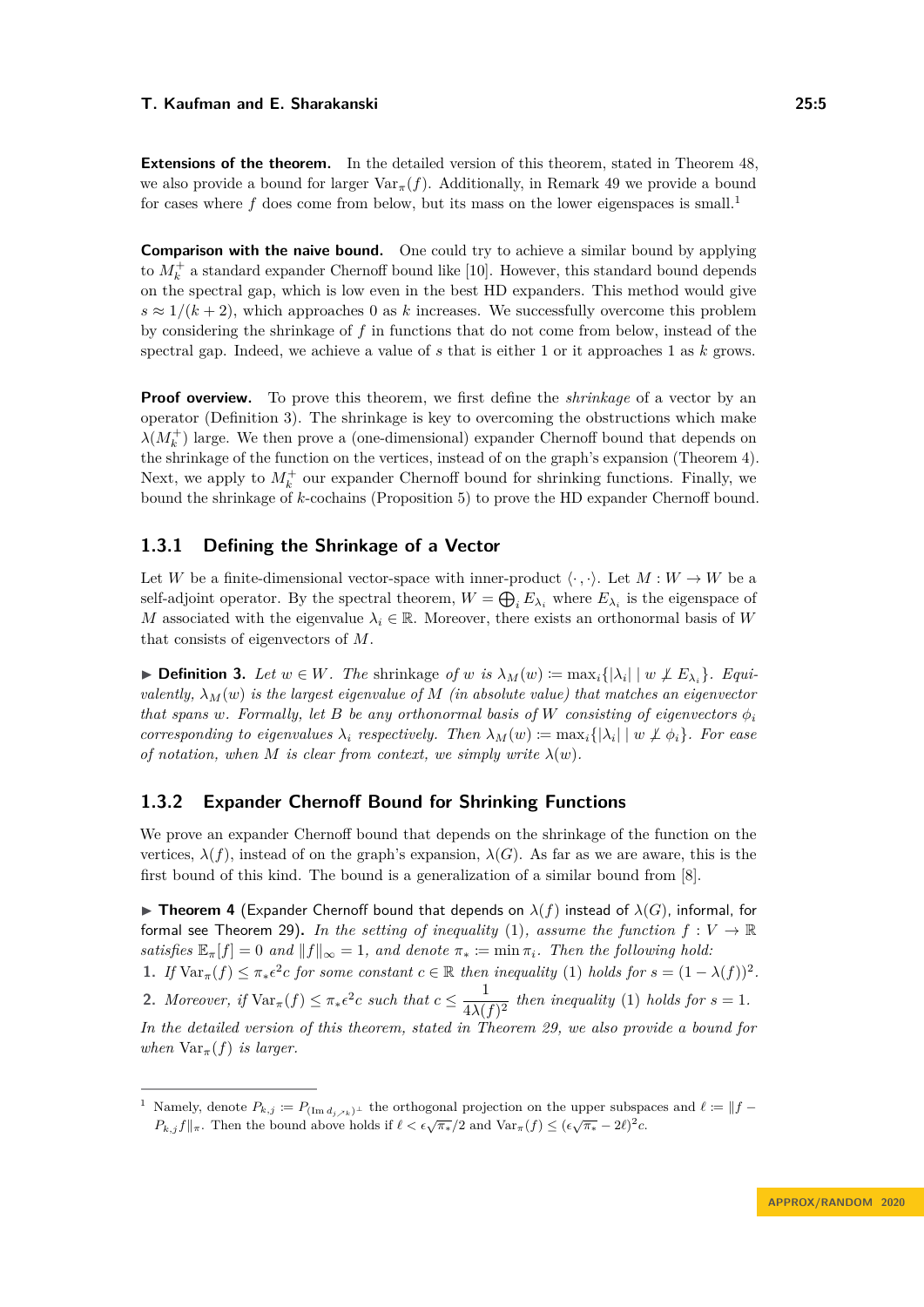**Extensions of the theorem.** In the detailed version of this theorem, stated in Theorem 48, we also provide a bound for larger $\mathrm{Var}_\pi(f)$. Additionally, in Remark 49 we provide a bound for cases where $f$ does come from below, but its mass on the lower eigenspaces is small.[1]

**Comparison with the naive bound.** One could try to achieve a similar bound by applying to $M_k^+$ a standard expander Chernoff bound like [10]. However, this standard bound depends on the spectral gap, which is low even in the best HD expanders. This method would give $s \approx 1/(k+2)$, which approaches 0 as $k$ increases. We successfully overcome this problem by considering the shrinkage of $f$ in functions that do not come from below, instead of the spectral gap. Indeed, we achieve a value of $s$ that is either 1 or it approaches 1 as $k$ grows.

**Proof overview.** To prove this theorem, we first define the *shrinkage* of a vector by an operator (Definition 3). The shrinkage is key to overcoming the obstructions which make $\lambda(M_k^+)$ large. We then prove a (one-dimensional) expander Chernoff bound that depends on the shrinkage of the function on the vertices, instead of on the graph's expansion (Theorem 4). Next, we apply to $M_k^+$ our expander Chernoff bound for shrinking functions. Finally, we bound the shrinkage of $k$-cochains (Proposition 5) to prove the HD expander Chernoff bound.

### 1.3.1 Defining the Shrinkage of a Vector

Let $W$ be a finite-dimensional vector-space with inner-product $\langle\cdot,\cdot\rangle$. Let $M : W \to W$ be a self-adjoint operator. By the spectral theorem, $W = \bigoplus_i E_{\lambda_i}$ where $E_{\lambda_i}$ is the eigenspace of $M$ associated with the eigenvalue $\lambda_i \in \mathbb{R}$. Moreover, there exists an orthonormal basis of $W$ that consists of eigenvectors of $M$.

▶ **Definition 3.** *Let $w \in W$. The* shrinkage *of $w$ is $\lambda_M(w) := \max_i\{|\lambda_i| \mid w \not\perp E_{\lambda_i}\}$. Equivalently, $\lambda_M(w)$ is the largest eigenvalue of $M$ (in absolute value) that matches an eigenvector that spans $w$. Formally, let $B$ be any orthonormal basis of $W$ consisting of eigenvectors $\phi_i$ corresponding to eigenvalues $\lambda_i$ respectively. Then $\lambda_M(w) := \max_i\{|\lambda_i| \mid w \not\perp \phi_i\}$. For ease of notation, when $M$ is clear from context, we simply write $\lambda(w)$.*

### 1.3.2 Expander Chernoff Bound for Shrinking Functions

We prove an expander Chernoff bound that depends on the shrinkage of the function on the vertices, $\lambda(f)$, instead of on the graph's expansion, $\lambda(G)$. As far as we are aware, this is the first bound of this kind. The bound is a generalization of a similar bound from [8].

▶ **Theorem 4** (Expander Chernoff bound that depends on $\lambda(f)$ instead of $\lambda(G)$, informal, for formal see Theorem 29)**.** *In the setting of inequality (1), assume the function $f : V \to \mathbb{R}$ satisfies $\mathbb{E}_\pi[f] = 0$ and $\|f\|_\infty = 1$, and denote $\pi_* := \min \pi_i$. Then the following hold:*

1. *If $\mathrm{Var}_\pi(f) \le \pi_*\epsilon^2 c$ for some constant $c \in \mathbb{R}$ then inequality (1) holds for $s = (1-\lambda(f))^2$.*
2. *Moreover, if $\mathrm{Var}_\pi(f) \le \pi_*\epsilon^2 c$ such that $c \le \dfrac{1}{4\lambda(f)^2}$ then inequality (1) holds for $s = 1$.*

*In the detailed version of this theorem, stated in Theorem 29, we also provide a bound for when $\mathrm{Var}_\pi(f)$ is larger.*

---

[1] Namely, denote $P_{k,j} := P_{(\mathrm{Im}\, d_{j\nearrow k})^\perp}$ the orthogonal projection on the upper subspaces and $\ell := \|f - P_{k,j}f\|_\pi$. Then the bound above holds if $\ell < \epsilon\sqrt{\pi_*}/2$ and $\mathrm{Var}_\pi(f) \le (\epsilon\sqrt{\pi_*} - 2\ell)^2 c$.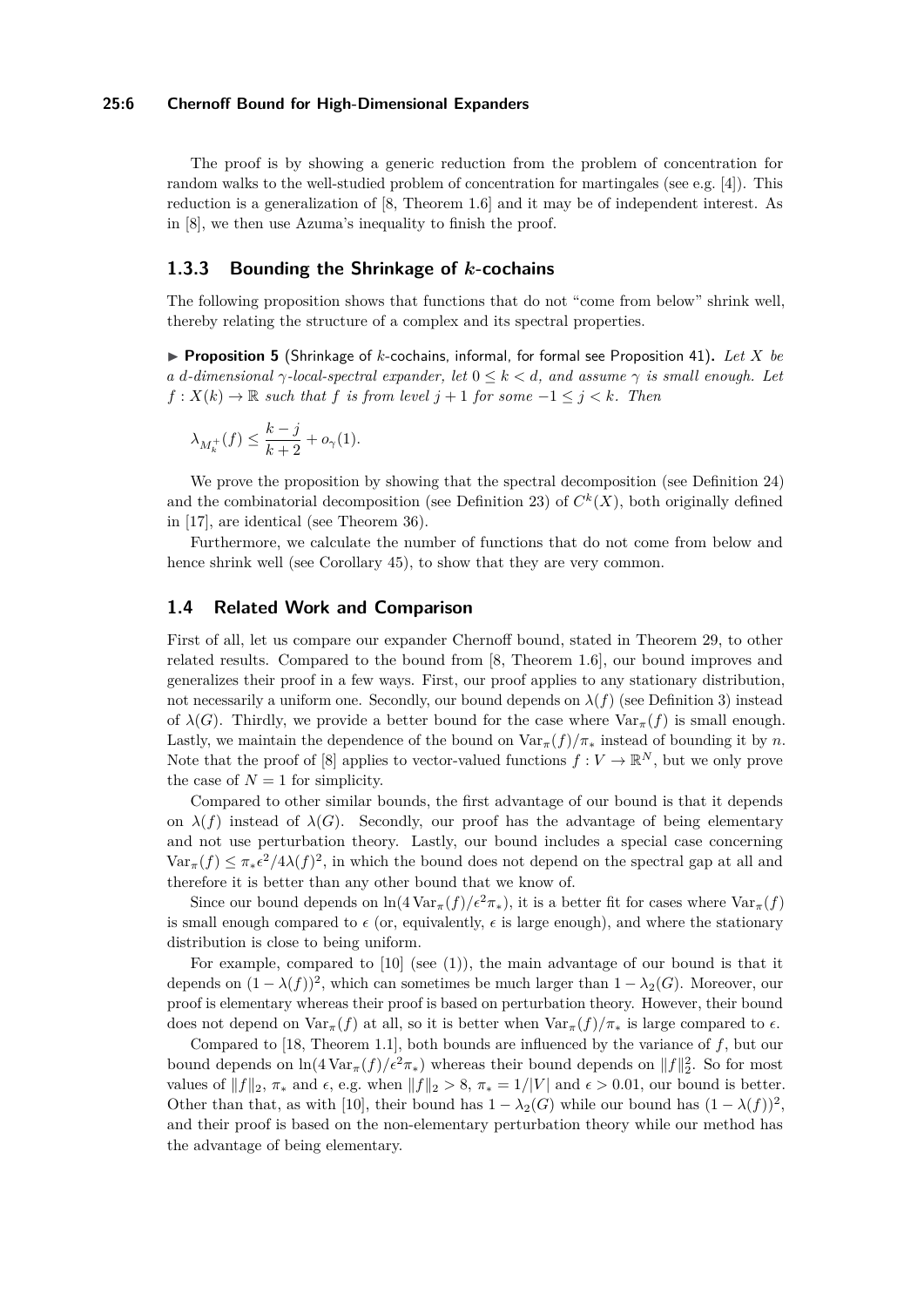The proof is by showing a generic reduction from the problem of concentration for random walks to the well-studied problem of concentration for martingales (see e.g. [4]). This reduction is a generalization of [8, Theorem 1.6] and it may be of independent interest. As in [8], we then use Azuma's inequality to finish the proof.

### 1.3.3 Bounding the Shrinkage of $k$-cochains

The following proposition shows that functions that do not "come from below" shrink well, thereby relating the structure of a complex and its spectral properties.

▶ **Proposition 5** (Shrinkage of $k$-cochains, informal, for formal see Proposition 41)**.** *Let $X$ be a $d$-dimensional $\gamma$-local-spectral expander, let $0 \leq k < d$, and assume $\gamma$ is small enough. Let $f : X(k) \to \mathbb{R}$ such that $f$ is from level $j+1$ for some $-1 \leq j < k$. Then*

$$\lambda_{M_k^+}(f) \leq \frac{k-j}{k+2} + o_\gamma(1).$$

We prove the proposition by showing that the spectral decomposition (see Definition 24) and the combinatorial decomposition (see Definition 23) of $C^k(X)$, both originally defined in [17], are identical (see Theorem 36).

Furthermore, we calculate the number of functions that do not come from below and hence shrink well (see Corollary 45), to show that they are very common.

## 1.4 Related Work and Comparison

First of all, let us compare our expander Chernoff bound, stated in Theorem 29, to other related results. Compared to the bound from [8, Theorem 1.6], our bound improves and generalizes their proof in a few ways. First, our proof applies to any stationary distribution, not necessarily a uniform one. Secondly, our bound depends on $\lambda(f)$ (see Definition 3) instead of $\lambda(G)$. Thirdly, we provide a better bound for the case where $\operatorname{Var}_\pi(f)$ is small enough. Lastly, we maintain the dependence of the bound on $\operatorname{Var}_\pi(f)/\pi_*$ instead of bounding it by $n$. Note that the proof of [8] applies to vector-valued functions $f : V \to \mathbb{R}^N$, but we only prove the case of $N = 1$ for simplicity.

Compared to other similar bounds, the first advantage of our bound is that it depends on $\lambda(f)$ instead of $\lambda(G)$. Secondly, our proof has the advantage of being elementary and not use perturbation theory. Lastly, our bound includes a special case concerning $\operatorname{Var}_\pi(f) \leq \pi_*\epsilon^2/4\lambda(f)^2$, in which the bound does not depend on the spectral gap at all and therefore it is better than any other bound that we know of.

Since our bound depends on $\ln(4\operatorname{Var}_\pi(f)/\epsilon^2\pi_*)$, it is a better fit for cases where $\operatorname{Var}_\pi(f)$ is small enough compared to $\epsilon$ (or, equivalently, $\epsilon$ is large enough), and where the stationary distribution is close to being uniform.

For example, compared to [10] (see (1)), the main advantage of our bound is that it depends on $(1-\lambda(f))^2$, which can sometimes be much larger than $1-\lambda_2(G)$. Moreover, our proof is elementary whereas their proof is based on perturbation theory. However, their bound does not depend on $\operatorname{Var}_\pi(f)$ at all, so it is better when $\operatorname{Var}_\pi(f)/\pi_*$ is large compared to $\epsilon$.

Compared to [18, Theorem 1.1], both bounds are influenced by the variance of $f$, but our bound depends on $\ln(4\operatorname{Var}_\pi(f)/\epsilon^2\pi_*)$ whereas their bound depends on $\|f\|_2^2$. So for most values of $\|f\|_2$, $\pi_*$ and $\epsilon$, e.g. when $\|f\|_2 > 8$, $\pi_* = 1/|V|$ and $\epsilon > 0.01$, our bound is better. Other than that, as with [10], their bound has $1-\lambda_2(G)$ while our bound has $(1-\lambda(f))^2$, and their proof is based on the non-elementary perturbation theory while our method has the advantage of being elementary.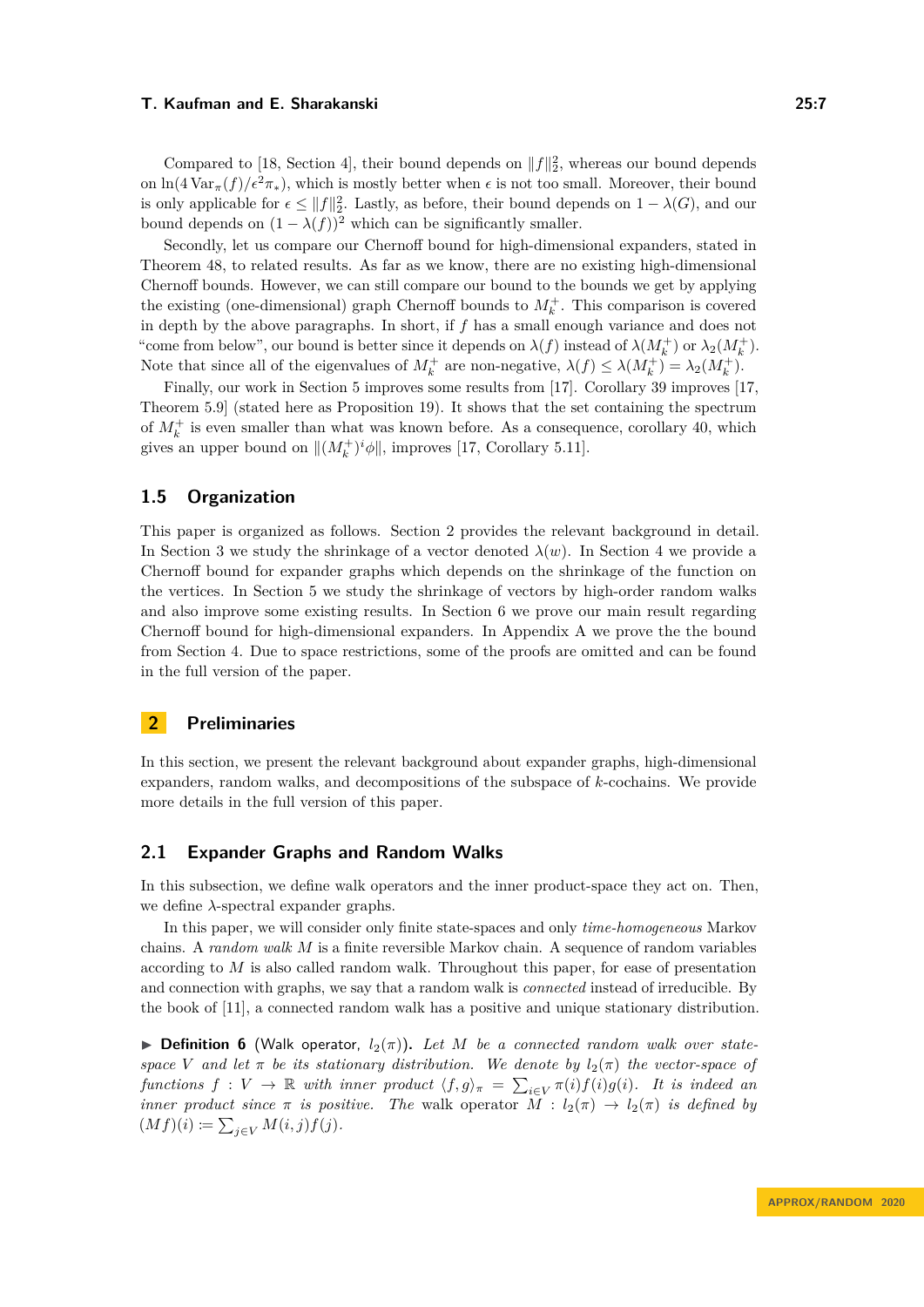Compared to [18, Section 4], their bound depends on $\|f\|_2^2$, whereas our bound depends on $\ln(4\operatorname{Var}_\pi(f)/\epsilon^2\pi_*)$, which is mostly better when $\epsilon$ is not too small. Moreover, their bound is only applicable for $\epsilon \leq \|f\|_2^2$. Lastly, as before, their bound depends on $1-\lambda(G)$, and our bound depends on $(1-\lambda(f))^2$ which can be significantly smaller.

Secondly, let us compare our Chernoff bound for high-dimensional expanders, stated in Theorem 48, to related results. As far as we know, there are no existing high-dimensional Chernoff bounds. However, we can still compare our bound to the bounds we get by applying the existing (one-dimensional) graph Chernoff bounds to $M_k^+$. This comparison is covered in depth by the above paragraphs. In short, if $f$ has a small enough variance and does not "come from below", our bound is better since it depends on $\lambda(f)$ instead of $\lambda(M_k^+)$ or $\lambda_2(M_k^+)$. Note that since all of the eigenvalues of $M_k^+$ are non-negative, $\lambda(f) \leq \lambda(M_k^+) = \lambda_2(M_k^+)$.

Finally, our work in Section 5 improves some results from [17]. Corollary 39 improves [17, Theorem 5.9] (stated here as Proposition 19). It shows that the set containing the spectrum of $M_k^+$ is even smaller than what was known before. As a consequence, corollary 40, which gives an upper bound on $\|(M_k^+)^i\phi\|$, improves [17, Corollary 5.11].

### 1.5 Organization

This paper is organized as follows. Section 2 provides the relevant background in detail. In Section 3 we study the shrinkage of a vector denoted $\lambda(w)$. In Section 4 we provide a Chernoff bound for expander graphs which depends on the shrinkage of the function on the vertices. In Section 5 we study the shrinkage of vectors by high-order random walks and also improve some existing results. In Section 6 we prove our main result regarding Chernoff bound for high-dimensional expanders. In Appendix A we prove the the bound from Section 4. Due to space restrictions, some of the proofs are omitted and can be found in the full version of the paper.

## 2 Preliminaries

In this section, we present the relevant background about expander graphs, high-dimensional expanders, random walks, and decompositions of the subspace of $k$-cochains. We provide more details in the full version of this paper.

### 2.1 Expander Graphs and Random Walks

In this subsection, we define walk operators and the inner product-space they act on. Then, we define $\lambda$-spectral expander graphs.

In this paper, we will consider only finite state-spaces and only *time-homogeneous* Markov chains. A *random walk* $M$ is a finite reversible Markov chain. A sequence of random variables according to $M$ is also called random walk. Throughout this paper, for ease of presentation and connection with graphs, we say that a random walk is *connected* instead of irreducible. By the book of [11], a connected random walk has a positive and unique stationary distribution.

▶ **Definition 6** (Walk operator, $l_2(\pi)$). *Let $M$ be a connected random walk over state-space $V$ and let $\pi$ be its stationary distribution. We denote by $l_2(\pi)$ the vector-space of functions $f: V \to \mathbb{R}$ with inner product $\langle f, g\rangle_\pi = \sum_{i\in V}\pi(i)f(i)g(i)$. It is indeed an inner product since $\pi$ is positive. The* walk operator *$M: l_2(\pi) \to l_2(\pi)$ is defined by $(Mf)(i) := \sum_{j\in V} M(i,j)f(j)$.*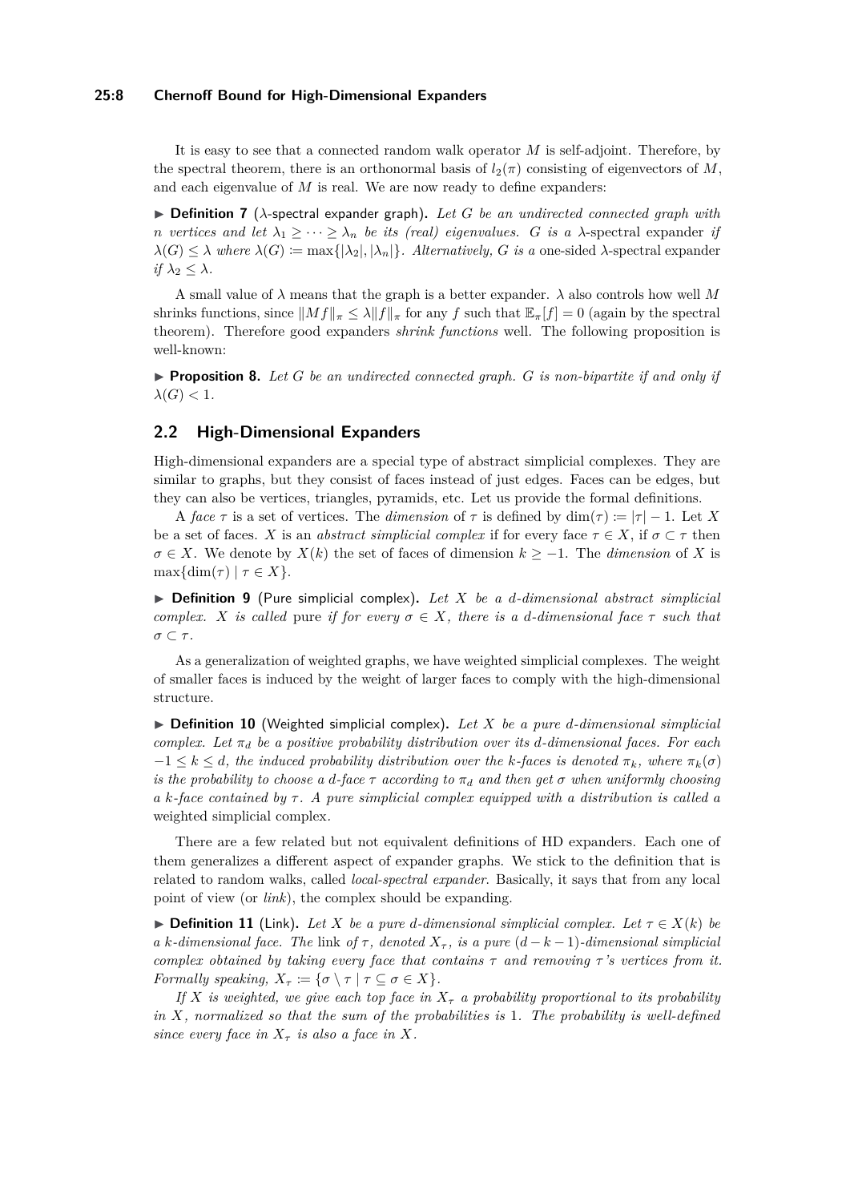It is easy to see that a connected random walk operator $M$ is self-adjoint. Therefore, by the spectral theorem, there is an orthonormal basis of $l_2(\pi)$ consisting of eigenvectors of $M$, and each eigenvalue of $M$ is real. We are now ready to define expanders:

▶ **Definition 7** ($\lambda$-spectral expander graph)**.** *Let $G$ be an undirected connected graph with $n$ vertices and let $\lambda_1 \geq \cdots \geq \lambda_n$ be its (real) eigenvalues. $G$ is a* $\lambda$-spectral expander *if $\lambda(G) \leq \lambda$ where $\lambda(G) \coloneqq \max\{|\lambda_2|, |\lambda_n|\}$. Alternatively, $G$ is a* one-sided $\lambda$-spectral expander *if $\lambda_2 \leq \lambda$.*

A small value of $\lambda$ means that the graph is a better expander. $\lambda$ also controls how well $M$ shrinks functions, since $\|Mf\|_\pi \leq \lambda \|f\|_\pi$ for any $f$ such that $\mathbb{E}_\pi[f] = 0$ (again by the spectral theorem). Therefore good expanders *shrink functions* well. The following proposition is well-known:

▶ **Proposition 8.** *Let $G$ be an undirected connected graph. $G$ is non-bipartite if and only if $\lambda(G) < 1$.*

## 2.2 High-Dimensional Expanders

High-dimensional expanders are a special type of abstract simplicial complexes. They are similar to graphs, but they consist of faces instead of just edges. Faces can be edges, but they can also be vertices, triangles, pyramids, etc. Let us provide the formal definitions.

A *face* $\tau$ is a set of vertices. The *dimension* of $\tau$ is defined by $\dim(\tau) \coloneqq |\tau| - 1$. Let $X$ be a set of faces. $X$ is an *abstract simplicial complex* if for every face $\tau \in X$, if $\sigma \subset \tau$ then $\sigma \in X$. We denote by $X(k)$ the set of faces of dimension $k \geq -1$. The *dimension* of $X$ is $\max\{\dim(\tau) \mid \tau \in X\}$.

▶ **Definition 9** (Pure simplicial complex)**.** *Let $X$ be a $d$-dimensional abstract simplicial complex. $X$ is called* pure *if for every $\sigma \in X$, there is a $d$-dimensional face $\tau$ such that $\sigma \subset \tau$.*

As a generalization of weighted graphs, we have weighted simplicial complexes. The weight of smaller faces is induced by the weight of larger faces to comply with the high-dimensional structure.

▶ **Definition 10** (Weighted simplicial complex)**.** *Let $X$ be a pure $d$-dimensional simplicial complex. Let $\pi_d$ be a positive probability distribution over its $d$-dimensional faces. For each $-1 \leq k \leq d$, the induced probability distribution over the $k$-faces is denoted $\pi_k$, where $\pi_k(\sigma)$ is the probability to choose a $d$-face $\tau$ according to $\pi_d$ and then get $\sigma$ when uniformly choosing a $k$-face contained by $\tau$. A pure simplicial complex equipped with a distribution is called a* weighted simplicial complex*.*

There are a few related but not equivalent definitions of HD expanders. Each one of them generalizes a different aspect of expander graphs. We stick to the definition that is related to random walks, called *local-spectral expander*. Basically, it says that from any local point of view (or *link*), the complex should be expanding.

▶ **Definition 11** (Link)**.** *Let $X$ be a pure $d$-dimensional simplicial complex. Let $\tau \in X(k)$ be a $k$-dimensional face. The* link *of $\tau$, denoted $X_\tau$, is a pure $(d-k-1)$-dimensional simplicial complex obtained by taking every face that contains $\tau$ and removing $\tau$'s vertices from it. Formally speaking, $X_\tau \coloneqq \{\sigma \setminus \tau \mid \tau \subseteq \sigma \in X\}$.*

*If $X$ is weighted, we give each top face in $X_\tau$ a probability proportional to its probability in $X$, normalized so that the sum of the probabilities is 1. The probability is well-defined since every face in $X_\tau$ is also a face in $X$.*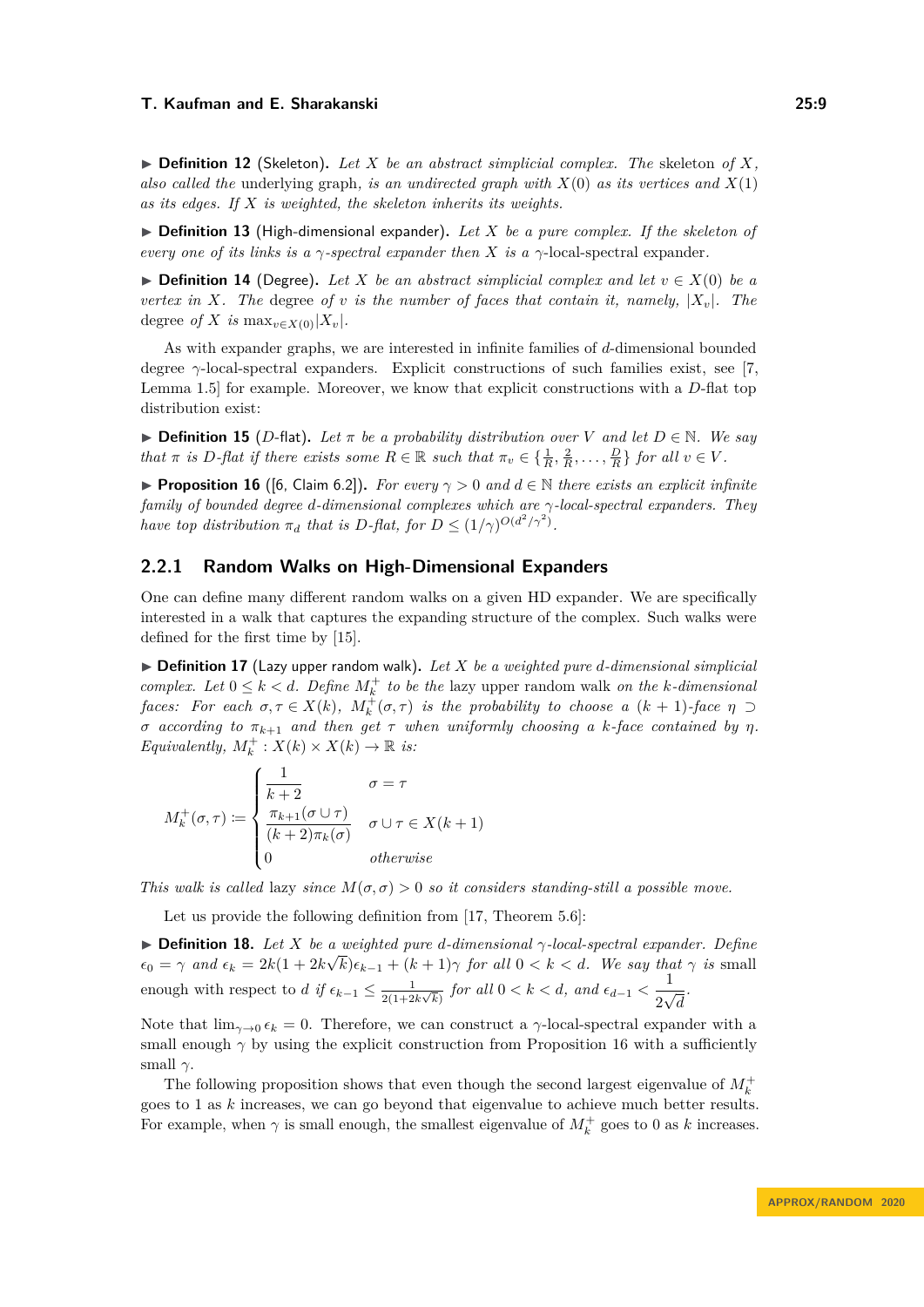▶ **Definition 12** (Skeleton). *Let $X$ be an abstract simplicial complex. The* skeleton *of $X$, also called the* underlying graph*, is an undirected graph with $X(0)$ as its vertices and $X(1)$ as its edges. If $X$ is weighted, the skeleton inherits its weights.*

▶ **Definition 13** (High-dimensional expander). *Let $X$ be a pure complex. If the skeleton of every one of its links is a $\gamma$-spectral expander then $X$ is a $\gamma$-local-spectral expander.*

▶ **Definition 14** (Degree). *Let $X$ be an abstract simplicial complex and let $v \in X(0)$ be a vertex in $X$. The* degree *of $v$ is the number of faces that contain it, namely, $|X_v|$. The* degree *of $X$ is $\max_{v \in X(0)} |X_v|$.*

As with expander graphs, we are interested in infinite families of $d$-dimensional bounded degree $\gamma$-local-spectral expanders. Explicit constructions of such families exist, see [7, Lemma 1.5] for example. Moreover, we know that explicit constructions with a $D$-flat top distribution exist:

▶ **Definition 15** ($D$-flat). *Let $\pi$ be a probability distribution over $V$ and let $D \in \mathbb{N}$. We say that $\pi$ is $D$-flat if there exists some $R \in \mathbb{R}$ such that $\pi_v \in \{\frac{1}{R}, \frac{2}{R}, \dots, \frac{D}{R}\}$ for all $v \in V$.*

▶ **Proposition 16** ([6, Claim 6.2]). *For every $\gamma > 0$ and $d \in \mathbb{N}$ there exists an explicit infinite family of bounded degree $d$-dimensional complexes which are $\gamma$-local-spectral expanders. They have top distribution $\pi_d$ that is $D$-flat, for $D \leq (1/\gamma)^{O(d^2/\gamma^2)}$.*

### 2.2.1 Random Walks on High-Dimensional Expanders

One can define many different random walks on a given HD expander. We are specifically interested in a walk that captures the expanding structure of the complex. Such walks were defined for the first time by [15].

▶ **Definition 17** (Lazy upper random walk). *Let $X$ be a weighted pure $d$-dimensional simplicial complex. Let $0 \leq k < d$. Define $M_k^+$ to be the* lazy upper random walk *on the $k$-dimensional faces: For each $\sigma, \tau \in X(k)$, $M_k^+(\sigma, \tau)$ is the probability to choose a $(k+1)$-face $\eta \supset \sigma$ according to $\pi_{k+1}$ and then get $\tau$ when uniformly choosing a $k$-face contained by $\eta$. Equivalently, $M_k^+ : X(k) \times X(k) \to \mathbb{R}$ is:*

$$M_k^+(\sigma, \tau) \coloneqq \begin{cases} \dfrac{1}{k+2} & \sigma = \tau \\ \dfrac{\pi_{k+1}(\sigma \cup \tau)}{(k+2)\pi_k(\sigma)} & \sigma \cup \tau \in X(k+1) \\ 0 & \textit{otherwise} \end{cases}$$

*This walk is called* lazy *since $M(\sigma, \sigma) > 0$ so it considers standing-still a possible move.*

Let us provide the following definition from [17, Theorem 5.6]:

▶ **Definition 18.** *Let $X$ be a weighted pure $d$-dimensional $\gamma$-local-spectral expander. Define $\epsilon_0 = \gamma$ and $\epsilon_k = 2k(1 + 2k\sqrt{k})\epsilon_{k-1} + (k+1)\gamma$ for all $0 < k < d$. We say that $\gamma$ is* small enough with respect to $d$ *if $\epsilon_{k-1} \leq \frac{1}{2(1+2k\sqrt{k})}$ for all $0 < k < d$, and $\epsilon_{d-1} < \dfrac{1}{2\sqrt{d}}$.*

Note that $\lim_{\gamma \to 0} \epsilon_k = 0$. Therefore, we can construct a $\gamma$-local-spectral expander with a small enough $\gamma$ by using the explicit construction from Proposition 16 with a sufficiently small $\gamma$.

The following proposition shows that even though the second largest eigenvalue of $M_k^+$ goes to 1 as $k$ increases, we can go beyond that eigenvalue to achieve much better results. For example, when $\gamma$ is small enough, the smallest eigenvalue of $M_k^+$ goes to 0 as $k$ increases.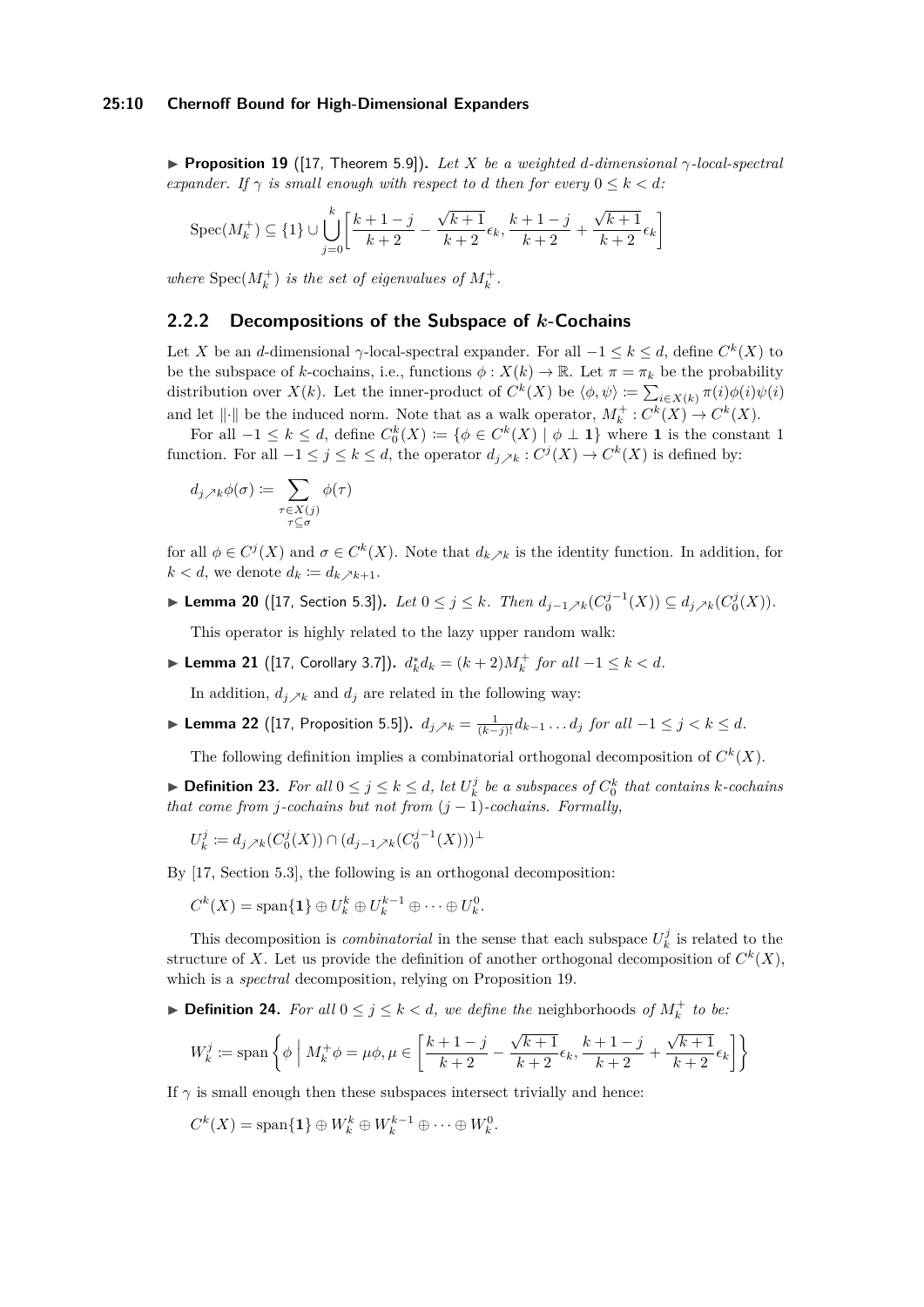▶ **Proposition 19** ([17, Theorem 5.9]). *Let $X$ be a weighted $d$-dimensional $\gamma$-local-spectral expander. If $\gamma$ is small enough with respect to $d$ then for every $0 \leq k < d$:*

$$\mathrm{Spec}(M_k^+) \subseteq \{1\} \cup \bigcup_{j=0}^{k} \left[ \frac{k+1-j}{k+2} - \frac{\sqrt{k+1}}{k+2}\epsilon_k, \frac{k+1-j}{k+2} + \frac{\sqrt{k+1}}{k+2}\epsilon_k \right]$$

*where $\mathrm{Spec}(M_k^+)$ is the set of eigenvalues of $M_k^+$.*

### 2.2.2 Decompositions of the Subspace of $k$-Cochains

Let $X$ be an $d$-dimensional $\gamma$-local-spectral expander. For all $-1 \leq k \leq d$, define $C^k(X)$ to be the subspace of $k$-cochains, i.e., functions $\phi : X(k) \to \mathbb{R}$. Let $\pi = \pi_k$ be the probability distribution over $X(k)$. Let the inner-product of $C^k(X)$ be $\langle \phi, \psi \rangle \coloneqq \sum_{i \in X(k)} \pi(i)\phi(i)\psi(i)$ and let $\|\cdot\|$ be the induced norm. Note that as a walk operator, $M_k^+ : C^k(X) \to C^k(X)$.

For all $-1 \leq k \leq d$, define $C_0^k(X) \coloneqq \{\phi \in C^k(X) \mid \phi \perp \mathbf{1}\}$ where $\mathbf{1}$ is the constant 1 function. For all $-1 \leq j \leq k \leq d$, the operator $d_{j \nearrow k} : C^j(X) \to C^k(X)$ is defined by:

$$d_{j \nearrow k}\phi(\sigma) \coloneqq \sum_{\substack{\tau \in X(j) \\ \tau \subseteq \sigma}} \phi(\tau)$$

for all $\phi \in C^j(X)$ and $\sigma \in C^k(X)$. Note that $d_{k \nearrow k}$ is the identity function. In addition, for $k < d$, we denote $d_k \coloneqq d_{k \nearrow k+1}$.

▶ **Lemma 20** ([17, Section 5.3]). *Let $0 \leq j \leq k$. Then $d_{j-1 \nearrow k}(C_0^{j-1}(X)) \subseteq d_{j \nearrow k}(C_0^j(X))$.*

This operator is highly related to the lazy upper random walk:

▶ **Lemma 21** ([17, Corollary 3.7]). *$d_k^* d_k = (k+2)M_k^+$ for all $-1 \leq k < d$.*

In addition, $d_{j \nearrow k}$ and $d_j$ are related in the following way:

▶ **Lemma 22** ([17, Proposition 5.5]). *$d_{j \nearrow k} = \frac{1}{(k-j)!} d_{k-1} \dots d_j$ for all $-1 \leq j < k \leq d$.*

The following definition implies a combinatorial orthogonal decomposition of $C^k(X)$.

▶ **Definition 23.** *For all $0 \leq j \leq k \leq d$, let $U_k^j$ be a subspaces of $C_0^k$ that contains $k$-cochains that come from $j$-cochains but not from $(j-1)$-cochains. Formally,*

$$U_k^j \coloneqq d_{j \nearrow k}(C_0^j(X)) \cap (d_{j-1 \nearrow k}(C_0^{j-1}(X)))^\perp$$

By [17, Section 5.3], the following is an orthogonal decomposition:

$$C^k(X) = \mathrm{span}\{\mathbf{1}\} \oplus U_k^k \oplus U_k^{k-1} \oplus \dots \oplus U_k^0.$$

This decomposition is *combinatorial* in the sense that each subspace $U_k^j$ is related to the structure of $X$. Let us provide the definition of another orthogonal decomposition of $C^k(X)$, which is a *spectral* decomposition, relying on Proposition 19.

▶ **Definition 24.** *For all $0 \leq j \leq k < d$, we define the* neighborhoods *of $M_k^+$ to be:*

$$W_k^j \coloneqq \mathrm{span}\left\{ \phi \;\middle|\; M_k^+\phi = \mu\phi, \mu \in \left[ \frac{k+1-j}{k+2} - \frac{\sqrt{k+1}}{k+2}\epsilon_k, \frac{k+1-j}{k+2} + \frac{\sqrt{k+1}}{k+2}\epsilon_k \right] \right\}$$

If $\gamma$ is small enough then these subspaces intersect trivially and hence:

$$C^k(X) = \mathrm{span}\{\mathbf{1}\} \oplus W_k^k \oplus W_k^{k-1} \oplus \dots \oplus W_k^0.$$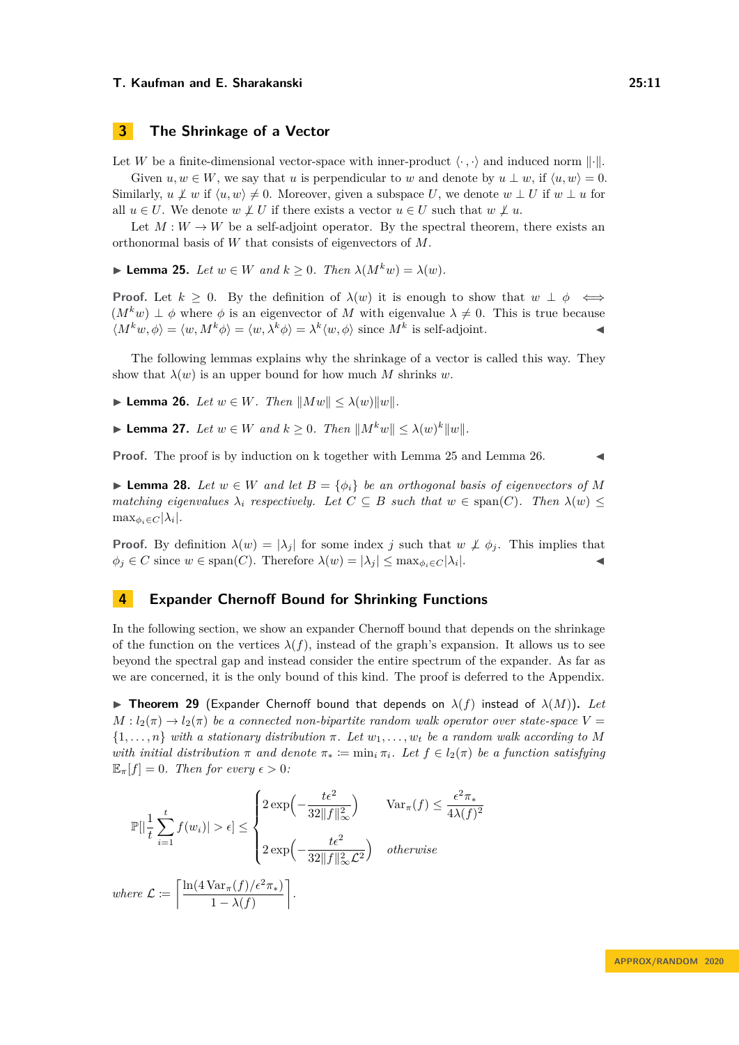## 3 The Shrinkage of a Vector

Let $W$ be a finite-dimensional vector-space with inner-product $\langle \cdot, \cdot \rangle$ and induced norm $\|\cdot\|$.

Given $u, w \in W$, we say that $u$ is perpendicular to $w$ and denote by $u \perp w$, if $\langle u, w \rangle = 0$. Similarly, $u \not\perp w$ if $\langle u, w \rangle \neq 0$. Moreover, given a subspace $U$, we denote $w \perp U$ if $w \perp u$ for all $u \in U$. We denote $w \not\perp U$ if there exists a vector $u \in U$ such that $w \not\perp u$.

Let $M : W \to W$ be a self-adjoint operator. By the spectral theorem, there exists an orthonormal basis of $W$ that consists of eigenvectors of $M$.

▶ **Lemma 25.** *Let $w \in W$ and $k \geq 0$. Then $\lambda(M^k w) = \lambda(w)$.*

**Proof.** Let $k \geq 0$. By the definition of $\lambda(w)$ it is enough to show that $w \perp \phi \iff (M^k w) \perp \phi$ where $\phi$ is an eigenvector of $M$ with eigenvalue $\lambda \neq 0$. This is true because $\langle M^k w, \phi \rangle = \langle w, M^k \phi \rangle = \langle w, \lambda^k \phi \rangle = \lambda^k \langle w, \phi \rangle$ since $M^k$ is self-adjoint. ◀

The following lemmas explains why the shrinkage of a vector is called this way. They show that $\lambda(w)$ is an upper bound for how much $M$ shrinks $w$.

▶ **Lemma 26.** *Let $w \in W$. Then $\|Mw\| \leq \lambda(w)\|w\|$.*

▶ **Lemma 27.** *Let $w \in W$ and $k \geq 0$. Then $\|M^k w\| \leq \lambda(w)^k \|w\|$.*

**Proof.** The proof is by induction on k together with Lemma 25 and Lemma 26. ◀

▶ **Lemma 28.** *Let $w \in W$ and let $B = \{\phi_i\}$ be an orthogonal basis of eigenvectors of $M$ matching eigenvalues $\lambda_i$ respectively. Let $C \subseteq B$ such that $w \in \mathrm{span}(C)$. Then $\lambda(w) \leq \max_{\phi_i \in C} |\lambda_i|$.*

**Proof.** By definition $\lambda(w) = |\lambda_j|$ for some index $j$ such that $w \not\perp \phi_j$. This implies that $\phi_j \in C$ since $w \in \mathrm{span}(C)$. Therefore $\lambda(w) = |\lambda_j| \leq \max_{\phi_i \in C} |\lambda_i|$. ◀

## 4 Expander Chernoff Bound for Shrinking Functions

In the following section, we show an expander Chernoff bound that depends on the shrinkage of the function on the vertices $\lambda(f)$, instead of the graph's expansion. It allows us to see beyond the spectral gap and instead consider the entire spectrum of the expander. As far as we are concerned, it is the only bound of this kind. The proof is deferred to the Appendix.

▶ **Theorem 29** (Expander Chernoff bound that depends on $\lambda(f)$ instead of $\lambda(M)$). *Let $M : l_2(\pi) \to l_2(\pi)$ be a connected non-bipartite random walk operator over state-space $V = \{1, \ldots, n\}$ with a stationary distribution $\pi$. Let $w_1, \ldots, w_t$ be a random walk according to $M$ with initial distribution $\pi$ and denote $\pi_* := \min_i \pi_i$. Let $f \in l_2(\pi)$ be a function satisfying $\mathbb{E}_\pi[f] = 0$. Then for every $\epsilon > 0$:*

$$\mathbb{P}[|\frac{1}{t}\sum_{i=1}^{t} f(w_i)| > \epsilon] \leq \begin{cases} 2\exp\Big(-\dfrac{t\epsilon^2}{32\|f\|_\infty^2}\Big) & \mathrm{Var}_\pi(f) \leq \dfrac{\epsilon^2 \pi_*}{4\lambda(f)^2} \\ 2\exp\Big(-\dfrac{t\epsilon^2}{32\|f\|_\infty^2 \mathcal{L}^2}\Big) & \textit{otherwise} \end{cases}$$

*where* $\mathcal{L} := \left\lceil \dfrac{\ln(4\,\mathrm{Var}_\pi(f)/\epsilon^2 \pi_*)}{1 - \lambda(f)} \right\rceil$.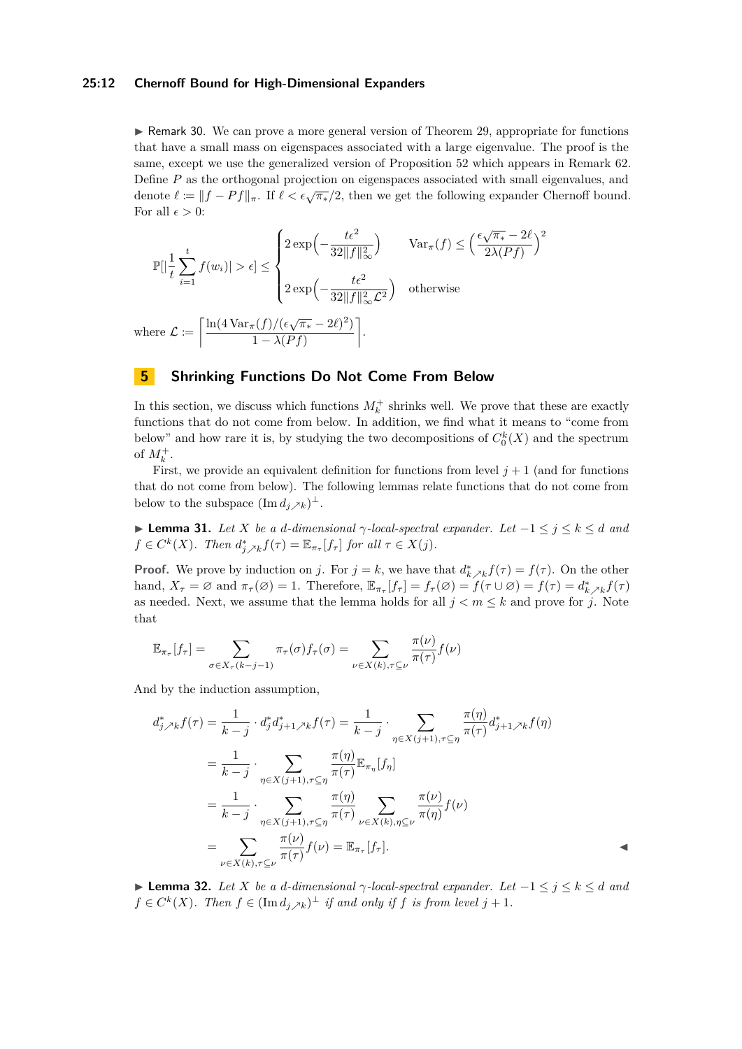▶ Remark 30. We can prove a more general version of Theorem 29, appropriate for functions that have a small mass on eigenspaces associated with a large eigenvalue. The proof is the same, except we use the generalized version of Proposition 52 which appears in Remark 62. Define $P$ as the orthogonal projection on eigenspaces associated with small eigenvalues, and denote $\ell := \|f - Pf\|_\pi$. If $\ell < \epsilon\sqrt{\pi_*}/2$, then we get the following expander Chernoff bound. For all $\epsilon > 0$:

$$\mathbb{P}[|\frac{1}{t}\sum_{i=1}^{t} f(w_i)| > \epsilon] \leq \begin{cases} 2\exp\Big(-\dfrac{t\epsilon^2}{32\|f\|_\infty^2}\Big) & \mathrm{Var}_\pi(f) \leq \Big(\dfrac{\epsilon\sqrt{\pi_*} - 2\ell}{2\lambda(Pf)}\Big)^2 \\ 2\exp\Big(-\dfrac{t\epsilon^2}{32\|f\|_\infty^2 \mathcal{L}^2}\Big) & \text{otherwise} \end{cases}$$

where $\mathcal{L} := \left\lceil \dfrac{\ln(4\,\mathrm{Var}_\pi(f)/(\epsilon\sqrt{\pi_*} - 2\ell)^2)}{1 - \lambda(Pf)} \right\rceil$.

## 5 Shrinking Functions Do Not Come From Below

In this section, we discuss which functions $M_k^+$ shrinks well. We prove that these are exactly functions that do not come from below. In addition, we find what it means to "come from below" and how rare it is, by studying the two decompositions of $C_0^k(X)$ and the spectrum of $M_k^+$.

First, we provide an equivalent definition for functions from level $j+1$ (and for functions that do not come from below). The following lemmas relate functions that do not come from below to the subspace $(\operatorname{Im} d_{j\nearrow k})^\perp$.

▶ **Lemma 31.** *Let $X$ be a $d$-dimensional $\gamma$-local-spectral expander. Let $-1 \leq j \leq k \leq d$ and $f \in C^k(X)$. Then $d^*_{j\nearrow k} f(\tau) = \mathbb{E}_{\pi_\tau}[f_\tau]$ for all $\tau \in X(j)$.*

**Proof.** We prove by induction on $j$. For $j = k$, we have that $d^*_{k\nearrow k} f(\tau) = f(\tau)$. On the other hand, $X_\tau = \varnothing$ and $\pi_\tau(\varnothing) = 1$. Therefore, $\mathbb{E}_{\pi_\tau}[f_\tau] = f_\tau(\varnothing) = f(\tau \cup \varnothing) = f(\tau) = d^*_{k\nearrow k} f(\tau)$ as needed. Next, we assume that the lemma holds for all $j < m \leq k$ and prove for $j$. Note that

$$\mathbb{E}_{\pi_\tau}[f_\tau] = \sum_{\sigma \in X_\tau(k-j-1)} \pi_\tau(\sigma) f_\tau(\sigma) = \sum_{\nu \in X(k), \tau \subseteq \nu} \frac{\pi(\nu)}{\pi(\tau)} f(\nu)$$

And by the induction assumption,

$$\begin{aligned} d^*_{j\nearrow k} f(\tau) &= \frac{1}{k-j} \cdot d^*_j d^*_{j+1\nearrow k} f(\tau) = \frac{1}{k-j} \cdot \sum_{\eta \in X(j+1), \tau \subseteq \eta} \frac{\pi(\eta)}{\pi(\tau)} d^*_{j+1\nearrow k} f(\eta) \\ &= \frac{1}{k-j} \cdot \sum_{\eta \in X(j+1), \tau \subseteq \eta} \frac{\pi(\eta)}{\pi(\tau)} \mathbb{E}_{\pi_\eta}[f_\eta] \\ &= \frac{1}{k-j} \cdot \sum_{\eta \in X(j+1), \tau \subseteq \eta} \frac{\pi(\eta)}{\pi(\tau)} \sum_{\nu \in X(k), \eta \subseteq \nu} \frac{\pi(\nu)}{\pi(\eta)} f(\nu) \\ &= \sum_{\nu \in X(k), \tau \subseteq \nu} \frac{\pi(\nu)}{\pi(\tau)} f(\nu) = \mathbb{E}_{\pi_\tau}[f_\tau]. \end{aligned}$$

◀

▶ **Lemma 32.** *Let $X$ be a $d$-dimensional $\gamma$-local-spectral expander. Let $-1 \leq j \leq k \leq d$ and $f \in C^k(X)$. Then $f \in (\operatorname{Im} d_{j\nearrow k})^\perp$ if and only if $f$ is from level $j+1$.*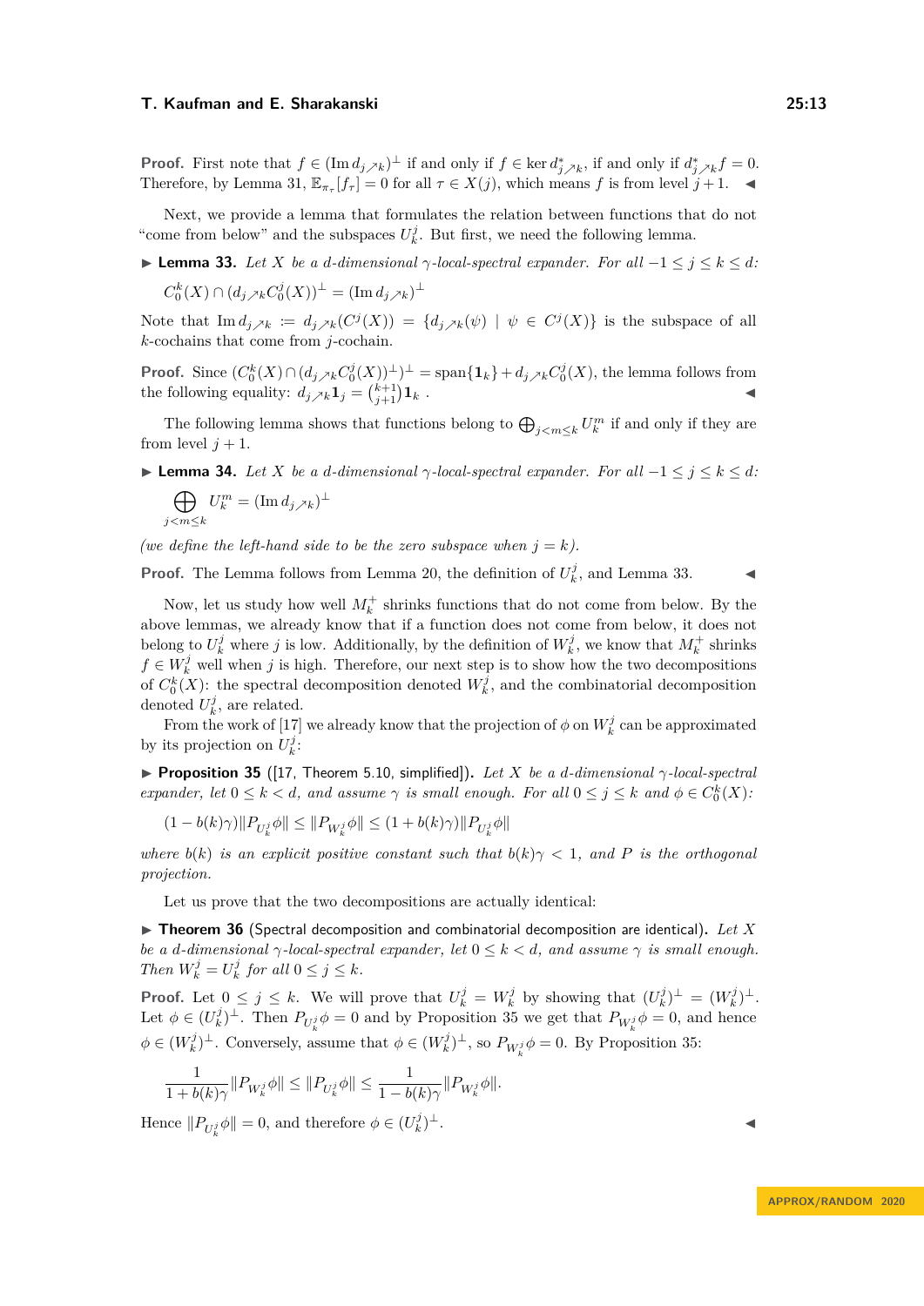**Proof.** First note that $f \in (\operatorname{Im} d_{j\nearrow k})^{\perp}$ if and only if $f \in \ker d^*_{j\nearrow k}$, if and only if $d^*_{j\nearrow k} f = 0$. Therefore, by Lemma 31, $\mathbb{E}_{\pi_\tau}[f_\tau] = 0$ for all $\tau \in X(j)$, which means $f$ is from level $j+1$. ◀

Next, we provide a lemma that formulates the relation between functions that do not "come from below" and the subspaces $U_k^j$. But first, we need the following lemma.

▶ **Lemma 33.** *Let $X$ be a $d$-dimensional $\gamma$-local-spectral expander. For all $-1 \leq j \leq k \leq d$:*

$$C_0^k(X) \cap (d_{j\nearrow k} C_0^j(X))^{\perp} = (\operatorname{Im} d_{j\nearrow k})^{\perp}$$

Note that $\operatorname{Im} d_{j\nearrow k} := d_{j\nearrow k}(C^j(X)) = \{d_{j\nearrow k}(\psi) \mid \psi \in C^j(X)\}$ is the subspace of all $k$-cochains that come from $j$-cochain.

**Proof.** Since $(C_0^k(X) \cap (d_{j\nearrow k} C_0^j(X))^{\perp})^{\perp} = \operatorname{span}\{\mathbf{1}_k\} + d_{j\nearrow k} C_0^j(X)$, the lemma follows from the following equality: $d_{j\nearrow k} \mathbf{1}_j = \binom{k+1}{j+1} \mathbf{1}_k$ . ◀

The following lemma shows that functions belong to $\bigoplus_{j<m\leq k} U_k^m$ if and only if they are from level $j+1$.

▶ **Lemma 34.** *Let $X$ be a $d$-dimensional $\gamma$-local-spectral expander. For all $-1 \leq j \leq k \leq d$:*

$$\bigoplus_{j<m\leq k} U_k^m = (\operatorname{Im} d_{j\nearrow k})^{\perp}$$

*(we define the left-hand side to be the zero subspace when $j = k$).*

**Proof.** The Lemma follows from Lemma 20, the definition of $U_k^j$, and Lemma 33. ◀

Now, let us study how well $M_k^+$ shrinks functions that do not come from below. By the above lemmas, we already know that if a function does not come from below, it does not belong to $U_k^j$ where $j$ is low. Additionally, by the definition of $W_k^j$, we know that $M_k^+$ shrinks $f \in W_k^j$ well when $j$ is high. Therefore, our next step is to show how the two decompositions of $C_0^k(X)$: the spectral decomposition denoted $W_k^j$, and the combinatorial decomposition denoted $U_k^j$, are related.

From the work of [17] we already know that the projection of $\phi$ on $W_k^j$ can be approximated by its projection on $U_k^j$:

▶ **Proposition 35** ([17, Theorem 5.10, simplified]). *Let $X$ be a $d$-dimensional $\gamma$-local-spectral expander, let $0 \leq k < d$, and assume $\gamma$ is small enough. For all $0 \leq j \leq k$ and $\phi \in C_0^k(X)$:*

$$(1 - b(k)\gamma)\|P_{U_k^j}\phi\| \leq \|P_{W_k^j}\phi\| \leq (1 + b(k)\gamma)\|P_{U_k^j}\phi\|$$

*where $b(k)$ is an explicit positive constant such that $b(k)\gamma < 1$, and $P$ is the orthogonal projection.*

Let us prove that the two decompositions are actually identical:

▶ **Theorem 36** (Spectral decomposition and combinatorial decomposition are identical). *Let $X$ be a $d$-dimensional $\gamma$-local-spectral expander, let $0 \leq k < d$, and assume $\gamma$ is small enough. Then $W_k^j = U_k^j$ for all $0 \leq j \leq k$.*

**Proof.** Let $0 \leq j \leq k$. We will prove that $U_k^j = W_k^j$ by showing that $(U_k^j)^{\perp} = (W_k^j)^{\perp}$. Let $\phi \in (U_k^j)^{\perp}$. Then $P_{U_k^j}\phi = 0$ and by Proposition 35 we get that $P_{W_k^j}\phi = 0$, and hence $\phi \in (W_k^j)^{\perp}$. Conversely, assume that $\phi \in (W_k^j)^{\perp}$, so $P_{W_k^j}\phi = 0$. By Proposition 35:

$$\frac{1}{1 + b(k)\gamma}\|P_{W_k^j}\phi\| \leq \|P_{U_k^j}\phi\| \leq \frac{1}{1 - b(k)\gamma}\|P_{W_k^j}\phi\|.$$

Hence $\|P_{U_k^j}\phi\| = 0$, and therefore $\phi \in (U_k^j)^{\perp}$. ◀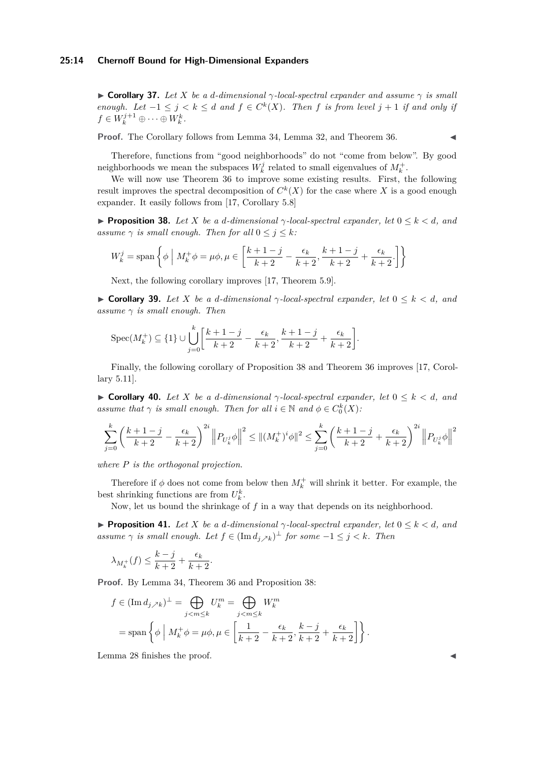▶ **Corollary 37.** *Let $X$ be a $d$-dimensional $\gamma$-local-spectral expander and assume $\gamma$ is small enough. Let $-1 \leq j < k \leq d$ and $f \in C^k(X)$. Then $f$ is from level $j+1$ if and only if $f \in W_k^{j+1} \oplus \cdots \oplus W_k^k$.*

**Proof.** The Corollary follows from Lemma 34, Lemma 32, and Theorem 36. ◀

Therefore, functions from "good neighborhoods" do not "come from below". By good neighborhoods we mean the subspaces $W_k^j$ related to small eigenvalues of $M_k^+$.

We will now use Theorem 36 to improve some existing results. First, the following result improves the spectral decomposition of $C^k(X)$ for the case where $X$ is a good enough expander. It easily follows from [17, Corollary 5.8]

▶ **Proposition 38.** *Let $X$ be a $d$-dimensional $\gamma$-local-spectral expander, let $0 \leq k < d$, and assume $\gamma$ is small enough. Then for all $0 \leq j \leq k$:*

$$W_k^j = \operatorname{span}\left\{ \phi \;\middle|\; M_k^+ \phi = \mu\phi, \mu \in \left[ \frac{k+1-j}{k+2} - \frac{\epsilon_k}{k+2}, \frac{k+1-j}{k+2} + \frac{\epsilon_k}{k+2}. \right] \right\}$$

Next, the following corollary improves [17, Theorem 5.9].

▶ **Corollary 39.** *Let $X$ be a $d$-dimensional $\gamma$-local-spectral expander, let $0 \leq k < d$, and assume $\gamma$ is small enough. Then*

$$\operatorname{Spec}(M_k^+) \subseteq \{1\} \cup \bigcup_{j=0}^{k} \left[ \frac{k+1-j}{k+2} - \frac{\epsilon_k}{k+2}, \frac{k+1-j}{k+2} + \frac{\epsilon_k}{k+2} \right].$$

Finally, the following corollary of Proposition 38 and Theorem 36 improves [17, Corollary 5.11].

▶ **Corollary 40.** *Let $X$ be a $d$-dimensional $\gamma$-local-spectral expander, let $0 \leq k < d$, and assume that $\gamma$ is small enough. Then for all $i \in \mathbb{N}$ and $\phi \in C_0^k(X)$:*

$$\sum_{j=0}^{k} \left( \frac{k+1-j}{k+2} - \frac{\epsilon_k}{k+2} \right)^{2i} \left\| P_{U_k^j} \phi \right\|^2 \leq \|(M_k^+)^i \phi\|^2 \leq \sum_{j=0}^{k} \left( \frac{k+1-j}{k+2} + \frac{\epsilon_k}{k+2} \right)^{2i} \left\| P_{U_k^j} \phi \right\|^2$$

*where $P$ is the orthogonal projection.*

Therefore if $\phi$ does not come from below then $M_k^+$ will shrink it better. For example, the best shrinking functions are from $U_k^k$.

Now, let us bound the shrinkage of $f$ in a way that depends on its neighborhood.

▶ **Proposition 41.** *Let $X$ be a $d$-dimensional $\gamma$-local-spectral expander, let $0 \leq k < d$, and assume $\gamma$ is small enough. Let $f \in (\operatorname{Im} d_{j \nearrow k})^{\perp}$ for some $-1 \leq j < k$. Then*

$$\lambda_{M_k^+}(f) \leq \frac{k-j}{k+2} + \frac{\epsilon_k}{k+2}.$$

**Proof.** By Lemma 34, Theorem 36 and Proposition 38:

$$\begin{aligned} f \in (\operatorname{Im} d_{j \nearrow k})^{\perp} &= \bigoplus_{j<m\leq k} U_k^m = \bigoplus_{j<m\leq k} W_k^m \\ &= \operatorname{span}\left\{ \phi \;\middle|\; M_k^+ \phi = \mu\phi, \mu \in \left[ \frac{1}{k+2} - \frac{\epsilon_k}{k+2}, \frac{k-j}{k+2} + \frac{\epsilon_k}{k+2} \right] \right\}. \end{aligned}$$

Lemma 28 finishes the proof. ◀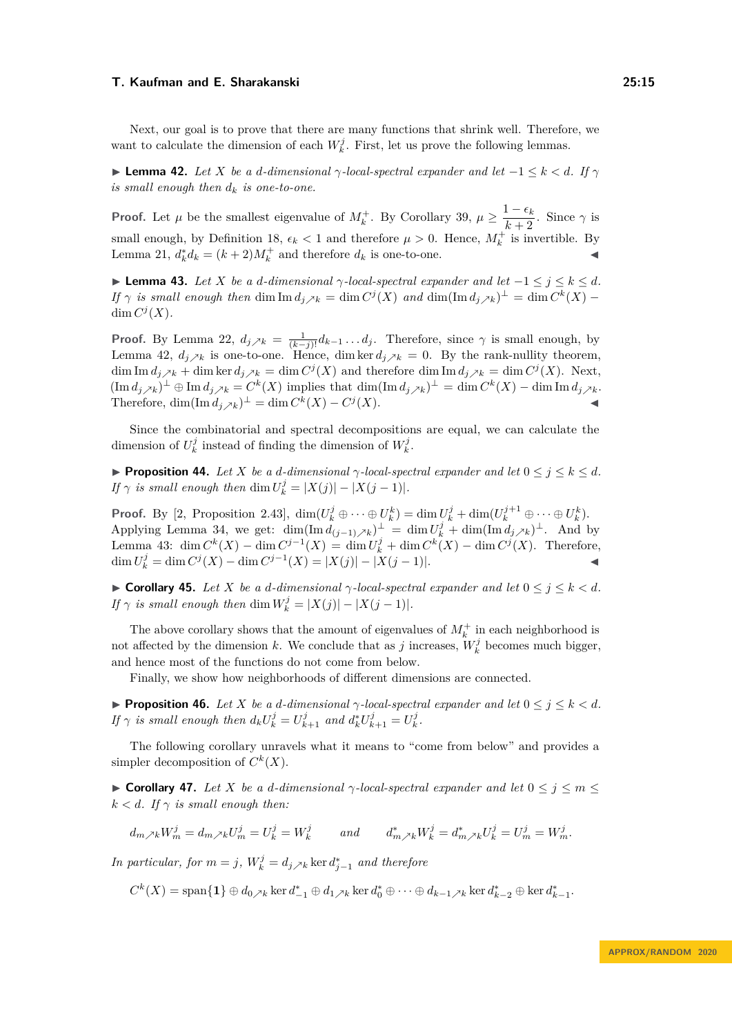Next, our goal is to prove that there are many functions that shrink well. Therefore, we want to calculate the dimension of each $W_k^j$. First, let us prove the following lemmas.

▶ **Lemma 42.** *Let $X$ be a $d$-dimensional $\gamma$-local-spectral expander and let $-1 \leq k < d$. If $\gamma$ is small enough then $d_k$ is one-to-one.*

**Proof.** Let $\mu$ be the smallest eigenvalue of $M_k^+$. By Corollary 39, $\mu \geq \frac{1-\epsilon_k}{k+2}$. Since $\gamma$ is small enough, by Definition 18, $\epsilon_k < 1$ and therefore $\mu > 0$. Hence, $M_k^+$ is invertible. By Lemma 21, $d_k^* d_k = (k+2)M_k^+$ and therefore $d_k$ is one-to-one. ◀

▶ **Lemma 43.** *Let $X$ be a $d$-dimensional $\gamma$-local-spectral expander and let $-1 \leq j \leq k \leq d$. If $\gamma$ is small enough then $\dim \operatorname{Im} d_{j \nearrow k} = \dim C^j(X)$ and $\dim(\operatorname{Im} d_{j \nearrow k})^\perp = \dim C^k(X) - \dim C^j(X)$.*

**Proof.** By Lemma 22, $d_{j \nearrow k} = \frac{1}{(k-j)!} d_{k-1} \dots d_j$. Therefore, since $\gamma$ is small enough, by Lemma 42, $d_{j \nearrow k}$ is one-to-one. Hence, $\dim \ker d_{j \nearrow k} = 0$. By the rank-nullity theorem, $\dim \operatorname{Im} d_{j \nearrow k} + \dim \ker d_{j \nearrow k} = \dim C^j(X)$ and therefore $\dim \operatorname{Im} d_{j \nearrow k} = \dim C^j(X)$. Next, $(\operatorname{Im} d_{j \nearrow k})^\perp \oplus \operatorname{Im} d_{j \nearrow k} = C^k(X)$ implies that $\dim(\operatorname{Im} d_{j \nearrow k})^\perp = \dim C^k(X) - \dim \operatorname{Im} d_{j \nearrow k}$. Therefore, $\dim(\operatorname{Im} d_{j \nearrow k})^\perp = \dim C^k(X) - C^j(X)$. ◀

Since the combinatorial and spectral decompositions are equal, we can calculate the dimension of $U_k^j$ instead of finding the dimension of $W_k^j$.

▶ **Proposition 44.** *Let $X$ be a $d$-dimensional $\gamma$-local-spectral expander and let $0 \leq j \leq k \leq d$. If $\gamma$ is small enough then $\dim U_k^j = |X(j)| - |X(j-1)|$.*

**Proof.** By [2, Proposition 2.43], $\dim(U_k^j \oplus \dots \oplus U_k^k) = \dim U_k^j + \dim(U_k^{j+1} \oplus \dots \oplus U_k^k)$. Applying Lemma 34, we get: $\dim(\operatorname{Im} d_{(j-1) \nearrow k})^\perp = \dim U_k^j + \dim(\operatorname{Im} d_{j \nearrow k})^\perp$. And by Lemma 43: $\dim C^k(X) - \dim C^{j-1}(X) = \dim U_k^j + \dim C^k(X) - \dim C^j(X)$. Therefore, $\dim U_k^j = \dim C^j(X) - \dim C^{j-1}(X) = |X(j)| - |X(j-1)|$. ◀

▶ **Corollary 45.** *Let $X$ be a $d$-dimensional $\gamma$-local-spectral expander and let $0 \leq j \leq k < d$. If $\gamma$ is small enough then $\dim W_k^j = |X(j)| - |X(j-1)|$.*

The above corollary shows that the amount of eigenvalues of $M_k^+$ in each neighborhood is not affected by the dimension $k$. We conclude that as $j$ increases, $W_k^j$ becomes much bigger, and hence most of the functions do not come from below.

Finally, we show how neighborhoods of different dimensions are connected.

▶ **Proposition 46.** *Let $X$ be a $d$-dimensional $\gamma$-local-spectral expander and let $0 \leq j \leq k < d$. If $\gamma$ is small enough then $d_k U_k^j = U_{k+1}^j$ and $d_k^* U_{k+1}^j = U_k^j$.*

The following corollary unravels what it means to "come from below" and provides a simpler decomposition of $C^k(X)$.

▶ **Corollary 47.** *Let $X$ be a $d$-dimensional $\gamma$-local-spectral expander and let $0 \leq j \leq m \leq k < d$. If $\gamma$ is small enough then:*

$$d_{m \nearrow k} W_m^j = d_{m \nearrow k} U_m^j = U_k^j = W_k^j \qquad \text{and} \qquad d_{m \nearrow k}^* W_k^j = d_{m \nearrow k}^* U_k^j = U_m^j = W_m^j.$$

*In particular, for $m = j$, $W_k^j = d_{j \nearrow k} \ker d_{j-1}^*$ and therefore*

$$C^k(X) = \operatorname{span}\{\mathbf{1}\} \oplus d_{0 \nearrow k} \ker d_{-1}^* \oplus d_{1 \nearrow k} \ker d_0^* \oplus \dots \oplus d_{k-1 \nearrow k} \ker d_{k-2}^* \oplus \ker d_{k-1}^*.$$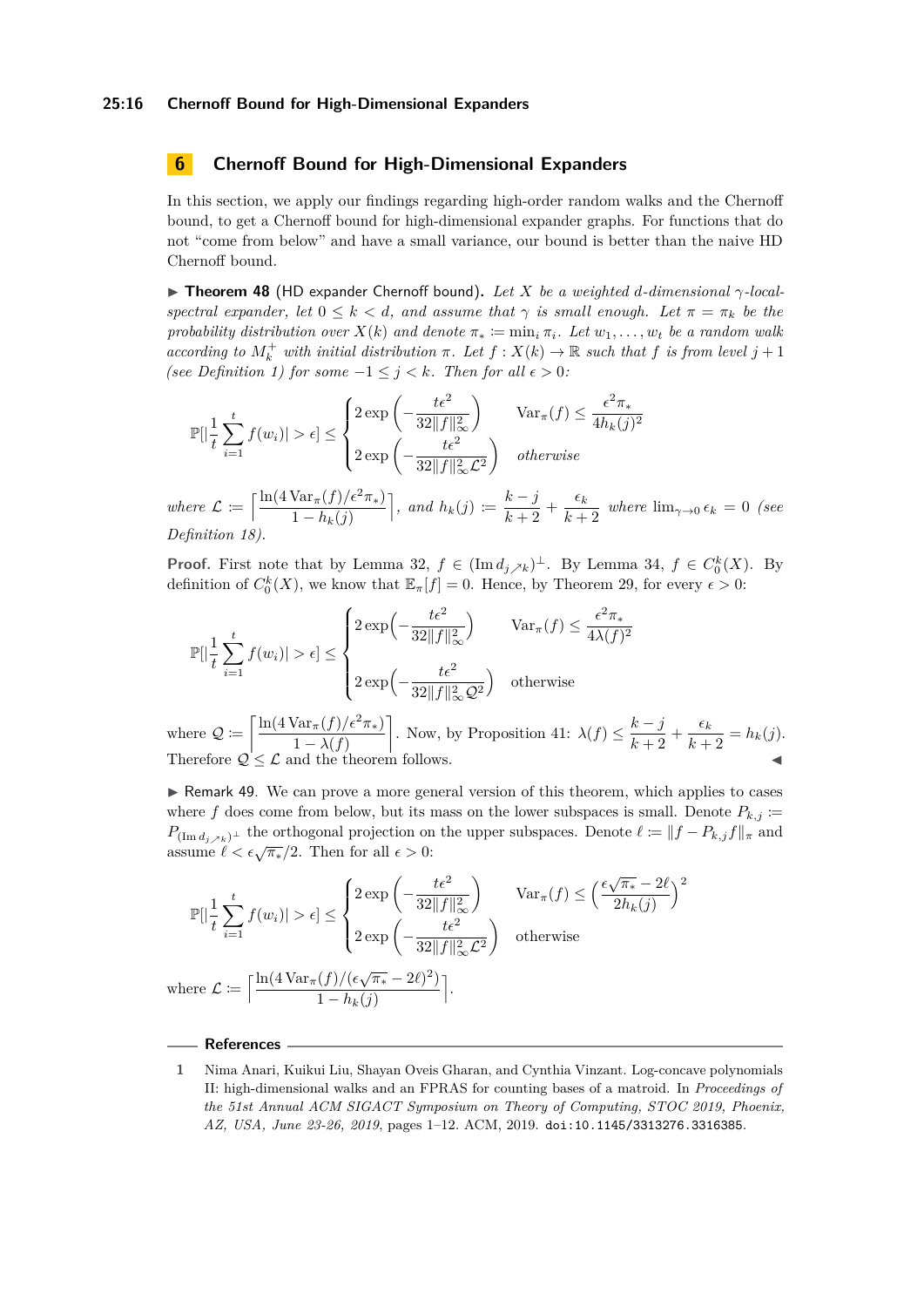## 6 Chernoff Bound for High-Dimensional Expanders

In this section, we apply our findings regarding high-order random walks and the Chernoff bound, to get a Chernoff bound for high-dimensional expander graphs. For functions that do not "come from below" and have a small variance, our bound is better than the naive HD Chernoff bound.

▶ **Theorem 48** (HD expander Chernoff bound). *Let $X$ be a weighted $d$-dimensional $\gamma$-local-spectral expander, let $0 \leq k < d$, and assume that $\gamma$ is small enough. Let $\pi = \pi_k$ be the probability distribution over $X(k)$ and denote $\pi_* := \min_i \pi_i$. Let $w_1, \ldots, w_t$ be a random walk according to $M_k^+$ with initial distribution $\pi$. Let $f : X(k) \to \mathbb{R}$ such that $f$ is from level $j+1$ (see Definition 1) for some $-1 \leq j < k$. Then for all $\epsilon > 0$:*

$$\mathbb{P}[|\frac{1}{t}\sum_{i=1}^{t} f(w_i)| > \epsilon] \leq \begin{cases} 2\exp\left(-\dfrac{t\epsilon^2}{32\|f\|_\infty^2}\right) & \mathrm{Var}_\pi(f) \leq \dfrac{\epsilon^2 \pi_*}{4h_k(j)^2} \\ 2\exp\left(-\dfrac{t\epsilon^2}{32\|f\|_\infty^2 \mathcal{L}^2}\right) & \textit{otherwise} \end{cases}$$

*where $\mathcal{L} := \left\lceil \dfrac{\ln(4\,\mathrm{Var}_\pi(f)/\epsilon^2\pi_*)}{1 - h_k(j)} \right\rceil$, and $h_k(j) := \dfrac{k-j}{k+2} + \dfrac{\epsilon_k}{k+2}$ where $\lim_{\gamma \to 0} \epsilon_k = 0$ (see Definition 18).*

**Proof.** First note that by Lemma 32, $f \in (\operatorname{Im} d_{j \nearrow k})^\perp$. By Lemma 34, $f \in C_0^k(X)$. By definition of $C_0^k(X)$, we know that $\mathbb{E}_\pi[f] = 0$. Hence, by Theorem 29, for every $\epsilon > 0$:

$$\mathbb{P}[|\frac{1}{t}\sum_{i=1}^{t} f(w_i)| > \epsilon] \leq \begin{cases} 2\exp\left(-\dfrac{t\epsilon^2}{32\|f\|_\infty^2}\right) & \mathrm{Var}_\pi(f) \leq \dfrac{\epsilon^2 \pi_*}{4\lambda(f)^2} \\ 2\exp\left(-\dfrac{t\epsilon^2}{32\|f\|_\infty^2 \mathcal{Q}^2}\right) & \text{otherwise} \end{cases}$$

where $\mathcal{Q} := \left\lceil \dfrac{\ln(4\,\mathrm{Var}_\pi(f)/\epsilon^2\pi_*)}{1 - \lambda(f)} \right\rceil$. Now, by Proposition 41: $\lambda(f) \leq \dfrac{k-j}{k+2} + \dfrac{\epsilon_k}{k+2} = h_k(j)$. Therefore $\mathcal{Q} \leq \mathcal{L}$ and the theorem follows. ◀

▶ Remark 49. We can prove a more general version of this theorem, which applies to cases where $f$ does come from below, but its mass on the lower subspaces is small. Denote $P_{k,j} := P_{(\operatorname{Im} d_{j \nearrow k})^\perp}$ the orthogonal projection on the upper subspaces. Denote $\ell := \|f - P_{k,j} f\|_\pi$ and assume $\ell < \epsilon\sqrt{\pi_*}/2$. Then for all $\epsilon > 0$:

$$\mathbb{P}[|\frac{1}{t}\sum_{i=1}^{t} f(w_i)| > \epsilon] \leq \begin{cases} 2\exp\left(-\dfrac{t\epsilon^2}{32\|f\|_\infty^2}\right) & \mathrm{Var}_\pi(f) \leq \left(\dfrac{\epsilon\sqrt{\pi_*} - 2\ell}{2h_k(j)}\right)^2 \\ 2\exp\left(-\dfrac{t\epsilon^2}{32\|f\|_\infty^2 \mathcal{L}^2}\right) & \text{otherwise} \end{cases}$$

where $\mathcal{L} := \left\lceil \dfrac{\ln(4\,\mathrm{Var}_\pi(f)/(\epsilon\sqrt{\pi_*} - 2\ell)^2)}{1 - h_k(j)} \right\rceil$.

## References

1 Nima Anari, Kuikui Liu, Shayan Oveis Gharan, and Cynthia Vinzant. Log-concave polynomials II: high-dimensional walks and an FPRAS for counting bases of a matroid. In *Proceedings of the 51st Annual ACM SIGACT Symposium on Theory of Computing, STOC 2019, Phoenix, AZ, USA, June 23-26, 2019*, pages 1–12. ACM, 2019. doi:10.1145/3313276.3316385.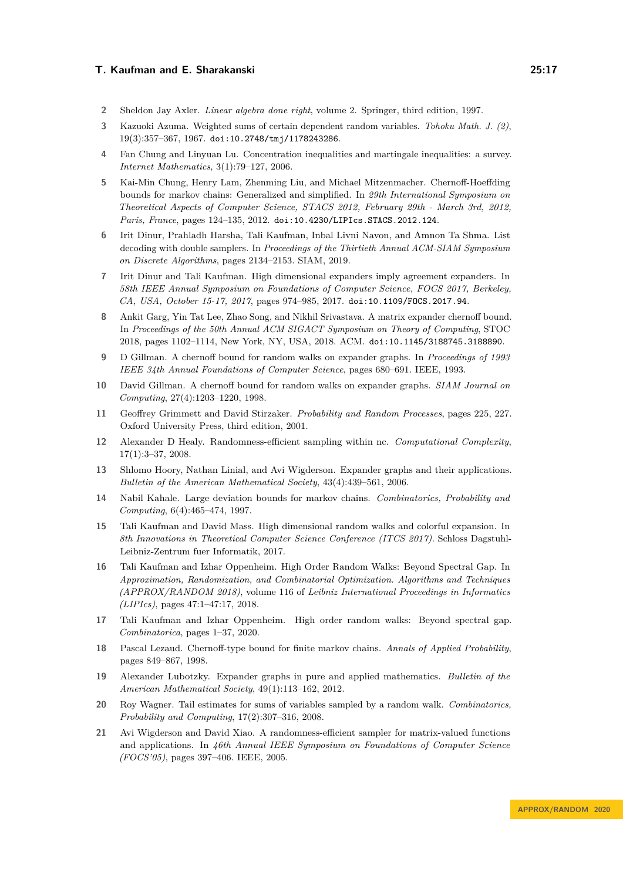2 Sheldon Jay Axler. *Linear algebra done right*, volume 2. Springer, third edition, 1997.

3 Kazuoki Azuma. Weighted sums of certain dependent random variables. *Tohoku Math. J. (2)*, 19(3):357–367, 1967. doi:10.2748/tmj/1178243286.

4 Fan Chung and Linyuan Lu. Concentration inequalities and martingale inequalities: a survey. *Internet Mathematics*, 3(1):79–127, 2006.

5 Kai-Min Chung, Henry Lam, Zhenming Liu, and Michael Mitzenmacher. Chernoff-Hoeffding bounds for markov chains: Generalized and simplified. In *29th International Symposium on Theoretical Aspects of Computer Science, STACS 2012, February 29th - March 3rd, 2012, Paris, France*, pages 124–135, 2012. doi:10.4230/LIPIcs.STACS.2012.124.

6 Irit Dinur, Prahladh Harsha, Tali Kaufman, Inbal Livni Navon, and Amnon Ta Shma. List decoding with double samplers. In *Proceedings of the Thirtieth Annual ACM-SIAM Symposium on Discrete Algorithms*, pages 2134–2153. SIAM, 2019.

7 Irit Dinur and Tali Kaufman. High dimensional expanders imply agreement expanders. In *58th IEEE Annual Symposium on Foundations of Computer Science, FOCS 2017, Berkeley, CA, USA, October 15-17, 2017*, pages 974–985, 2017. doi:10.1109/FOCS.2017.94.

8 Ankit Garg, Yin Tat Lee, Zhao Song, and Nikhil Srivastava. A matrix expander chernoff bound. In *Proceedings of the 50th Annual ACM SIGACT Symposium on Theory of Computing*, STOC 2018, pages 1102–1114, New York, NY, USA, 2018. ACM. doi:10.1145/3188745.3188890.

9 D Gillman. A chernoff bound for random walks on expander graphs. In *Proceedings of 1993 IEEE 34th Annual Foundations of Computer Science*, pages 680–691. IEEE, 1993.

10 David Gillman. A chernoff bound for random walks on expander graphs. *SIAM Journal on Computing*, 27(4):1203–1220, 1998.

11 Geoffrey Grimmett and David Stirzaker. *Probability and Random Processes*, pages 225, 227. Oxford University Press, third edition, 2001.

12 Alexander D Healy. Randomness-efficient sampling within nc. *Computational Complexity*, 17(1):3–37, 2008.

13 Shlomo Hoory, Nathan Linial, and Avi Wigderson. Expander graphs and their applications. *Bulletin of the American Mathematical Society*, 43(4):439–561, 2006.

14 Nabil Kahale. Large deviation bounds for markov chains. *Combinatorics, Probability and Computing*, 6(4):465–474, 1997.

15 Tali Kaufman and David Mass. High dimensional random walks and colorful expansion. In *8th Innovations in Theoretical Computer Science Conference (ITCS 2017)*. Schloss Dagstuhl-Leibniz-Zentrum fuer Informatik, 2017.

16 Tali Kaufman and Izhar Oppenheim. High Order Random Walks: Beyond Spectral Gap. In *Approximation, Randomization, and Combinatorial Optimization. Algorithms and Techniques (APPROX/RANDOM 2018)*, volume 116 of *Leibniz International Proceedings in Informatics (LIPIcs)*, pages 47:1–47:17, 2018.

17 Tali Kaufman and Izhar Oppenheim. High order random walks: Beyond spectral gap. *Combinatorica*, pages 1–37, 2020.

18 Pascal Lezaud. Chernoff-type bound for finite markov chains. *Annals of Applied Probability*, pages 849–867, 1998.

19 Alexander Lubotzky. Expander graphs in pure and applied mathematics. *Bulletin of the American Mathematical Society*, 49(1):113–162, 2012.

20 Roy Wagner. Tail estimates for sums of variables sampled by a random walk. *Combinatorics, Probability and Computing*, 17(2):307–316, 2008.

21 Avi Wigderson and David Xiao. A randomness-efficient sampler for matrix-valued functions and applications. In *46th Annual IEEE Symposium on Foundations of Computer Science (FOCS'05)*, pages 397–406. IEEE, 2005.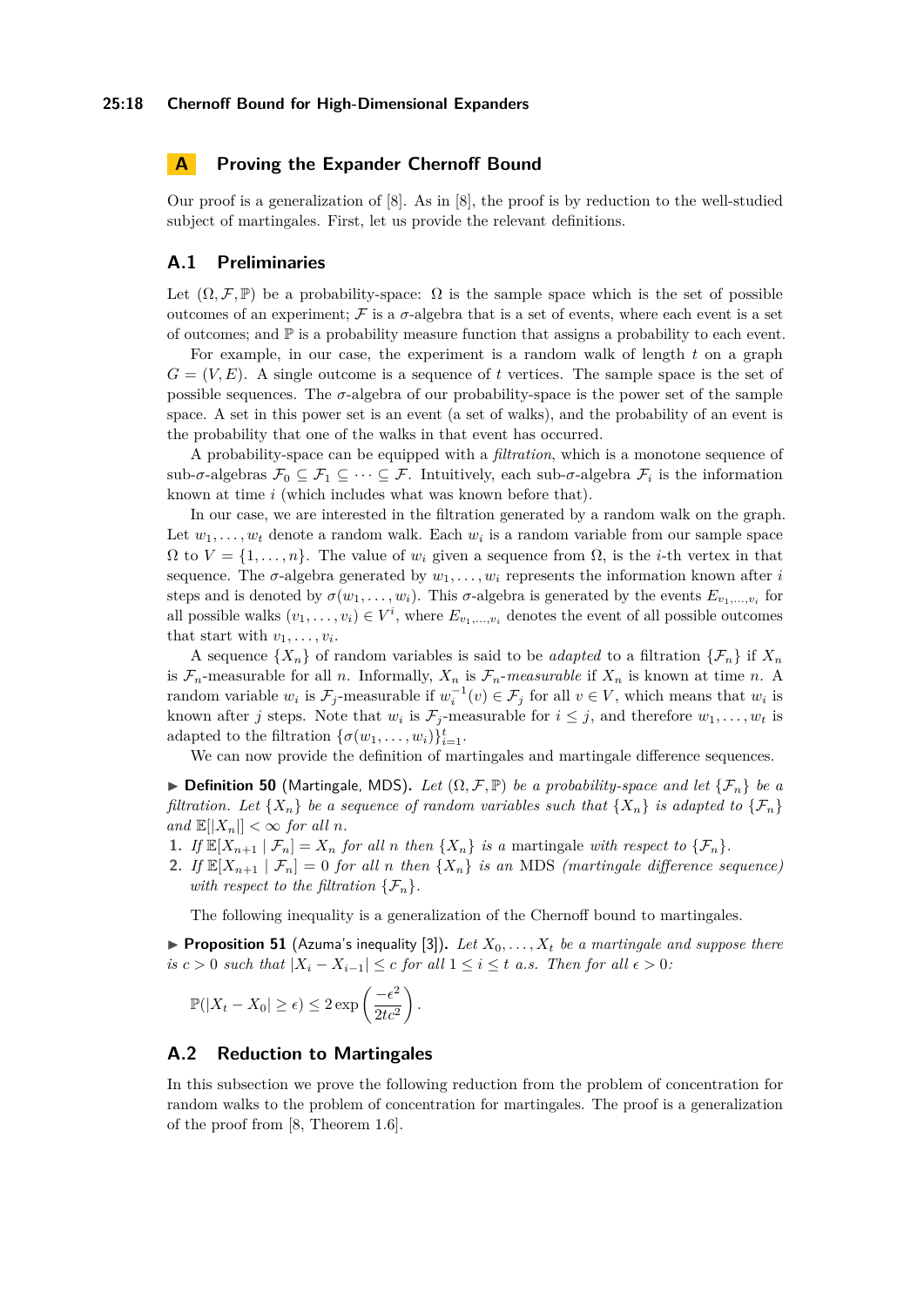# A Proving the Expander Chernoff Bound

Our proof is a generalization of [8]. As in [8], the proof is by reduction to the well-studied subject of martingales. First, let us provide the relevant definitions.

## A.1 Preliminaries

Let $(\Omega, \mathcal{F}, \mathbb{P})$ be a probability-space: $\Omega$ is the sample space which is the set of possible outcomes of an experiment; $\mathcal{F}$ is a $\sigma$-algebra that is a set of events, where each event is a set of outcomes; and $\mathbb{P}$ is a probability measure function that assigns a probability to each event.

For example, in our case, the experiment is a random walk of length $t$ on a graph $G = (V, E)$. A single outcome is a sequence of $t$ vertices. The sample space is the set of possible sequences. The $\sigma$-algebra of our probability-space is the power set of the sample space. A set in this power set is an event (a set of walks), and the probability of an event is the probability that one of the walks in that event has occurred.

A probability-space can be equipped with a *filtration*, which is a monotone sequence of sub-$\sigma$-algebras $\mathcal{F}_0 \subseteq \mathcal{F}_1 \subseteq \cdots \subseteq \mathcal{F}$. Intuitively, each sub-$\sigma$-algebra $\mathcal{F}_i$ is the information known at time $i$ (which includes what was known before that).

In our case, we are interested in the filtration generated by a random walk on the graph. Let $w_1, \dots, w_t$ denote a random walk. Each $w_i$ is a random variable from our sample space $\Omega$ to $V = \{1, \dots, n\}$. The value of $w_i$ given a sequence from $\Omega$, is the $i$-th vertex in that sequence. The $\sigma$-algebra generated by $w_1, \dots, w_i$ represents the information known after $i$ steps and is denoted by $\sigma(w_1, \dots, w_i)$. This $\sigma$-algebra is generated by the events $E_{v_1,\dots,v_i}$ for all possible walks $(v_1, \dots, v_i) \in V^i$, where $E_{v_1,\dots,v_i}$ denotes the event of all possible outcomes that start with $v_1, \dots, v_i$.

A sequence $\{X_n\}$ of random variables is said to be *adapted* to a filtration $\{\mathcal{F}_n\}$ if $X_n$ is $\mathcal{F}_n$-measurable for all $n$. Informally, $X_n$ is $\mathcal{F}_n$*-measurable* if $X_n$ is known at time $n$. A random variable $w_i$ is $\mathcal{F}_j$-measurable if $w_i^{-1}(v) \in \mathcal{F}_j$ for all $v \in V$, which means that $w_i$ is known after $j$ steps. Note that $w_i$ is $\mathcal{F}_j$-measurable for $i \le j$, and therefore $w_1, \dots, w_t$ is adapted to the filtration $\{\sigma(w_1, \dots, w_i)\}_{i=1}^t$.

We can now provide the definition of martingales and martingale difference sequences.

▶ **Definition 50** (Martingale, MDS). *Let $(\Omega, \mathcal{F}, \mathbb{P})$ be a probability-space and let $\{\mathcal{F}_n\}$ be a filtration. Let $\{X_n\}$ be a sequence of random variables such that $\{X_n\}$ is adapted to $\{\mathcal{F}_n\}$ and $\mathbb{E}[|X_n|] < \infty$ for all $n$.*

1. *If $\mathbb{E}[X_{n+1} \mid \mathcal{F}_n] = X_n$ for all $n$ then $\{X_n\}$ is a* martingale *with respect to $\{\mathcal{F}_n\}$.*
2. *If $\mathbb{E}[X_{n+1} \mid \mathcal{F}_n] = 0$ for all $n$ then $\{X_n\}$ is an* MDS *(martingale difference sequence) with respect to the filtration $\{\mathcal{F}_n\}$.*

The following inequality is a generalization of the Chernoff bound to martingales.

▶ **Proposition 51** (Azuma's inequality [3]). *Let $X_0, \dots, X_t$ be a martingale and suppose there is $c > 0$ such that $|X_i - X_{i-1}| \le c$ for all $1 \le i \le t$ a.s. Then for all $\epsilon > 0$:*

$$\mathbb{P}(|X_t - X_0| \ge \epsilon) \le 2 \exp\left(\frac{-\epsilon^2}{2tc^2}\right).$$

## A.2 Reduction to Martingales

In this subsection we prove the following reduction from the problem of concentration for random walks to the problem of concentration for martingales. The proof is a generalization of the proof from [8, Theorem 1.6].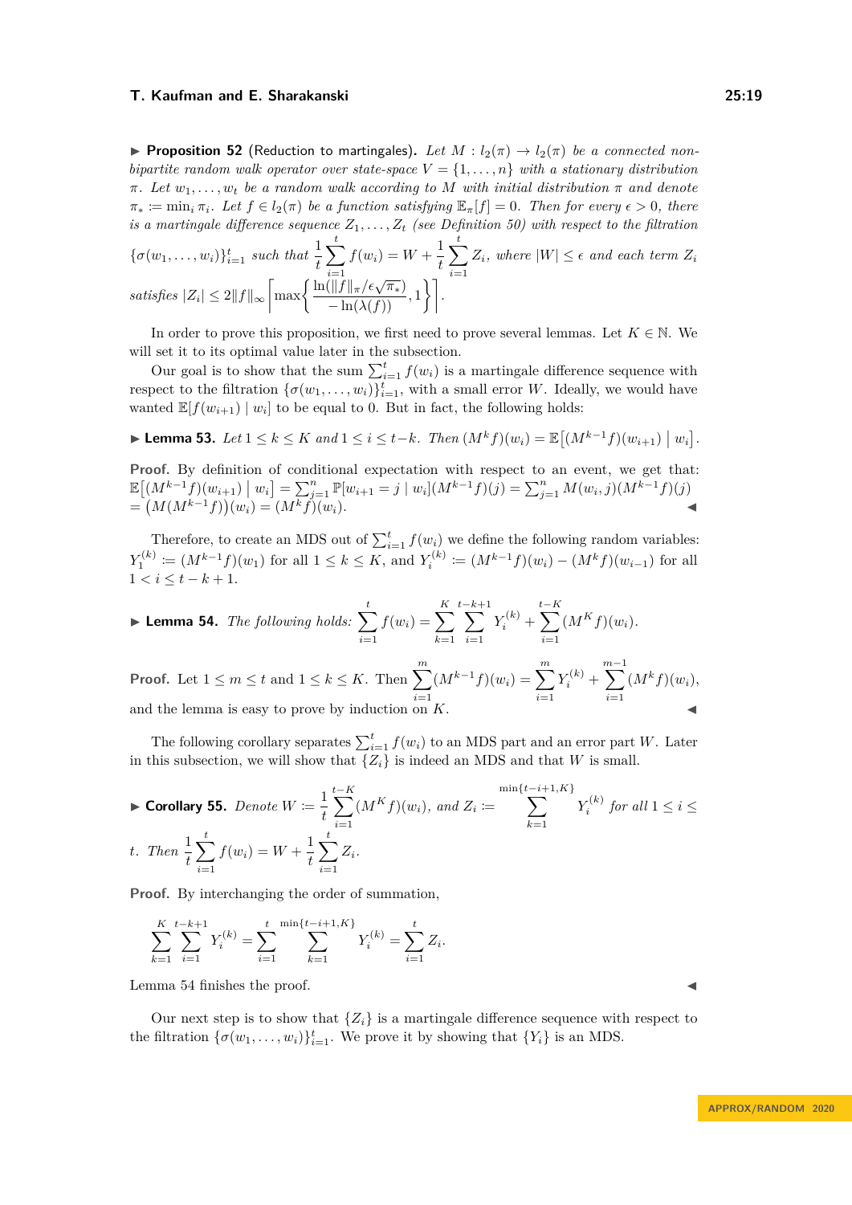▶ **Proposition 52** (Reduction to martingales)**.** *Let $M : l_2(\pi) \to l_2(\pi)$ be a connected non-bipartite random walk operator over state-space $V = \{1, \dots, n\}$ with a stationary distribution $\pi$. Let $w_1, \dots, w_t$ be a random walk according to $M$ with initial distribution $\pi$ and denote $\pi_* := \min_i \pi_i$. Let $f \in l_2(\pi)$ be a function satisfying $\mathbb{E}_\pi[f] = 0$. Then for every $\epsilon > 0$, there is a martingale difference sequence $Z_1, \dots, Z_t$ (see Definition 50) with respect to the filtration $\{\sigma(w_1, \dots, w_i)\}_{i=1}^t$ such that $\frac{1}{t}\sum_{i=1}^t f(w_i) = W + \frac{1}{t}\sum_{i=1}^t Z_i$, where $|W| \le \epsilon$ and each term $Z_i$ satisfies $|Z_i| \le 2\|f\|_\infty \left\lceil \max\left\{ \frac{\ln(\|f\|_\pi/\epsilon\sqrt{\pi_*})}{-\ln(\lambda(f))}, 1 \right\} \right\rceil$.*

In order to prove this proposition, we first need to prove several lemmas. Let $K \in \mathbb{N}$. We will set it to its optimal value later in the subsection.

Our goal is to show that the sum $\sum_{i=1}^t f(w_i)$ is a martingale difference sequence with respect to the filtration $\{\sigma(w_1, \dots, w_i)\}_{i=1}^t$, with a small error $W$. Ideally, we would have wanted $\mathbb{E}[f(w_{i+1}) \mid w_i]$ to be equal to 0. But in fact, the following holds:

▶ **Lemma 53.** *Let $1 \le k \le K$ and $1 \le i \le t-k$. Then $(M^k f)(w_i) = \mathbb{E}\big[(M^{k-1}f)(w_{i+1}) \bigm| w_i\big]$.*

**Proof.** By definition of conditional expectation with respect to an event, we get that: $\mathbb{E}\big[(M^{k-1}f)(w_{i+1}) \bigm| w_i\big] = \sum_{j=1}^n \mathbb{P}[w_{i+1} = j \mid w_i](M^{k-1}f)(j) = \sum_{j=1}^n M(w_i, j)(M^{k-1}f)(j)$ $= \big(M(M^{k-1}f)\big)(w_i) = (M^k f)(w_i)$. ◀

Therefore, to create an MDS out of $\sum_{i=1}^t f(w_i)$ we define the following random variables: $Y_1^{(k)} := (M^{k-1}f)(w_1)$ for all $1 \le k \le K$, and $Y_i^{(k)} := (M^{k-1}f)(w_i) - (M^k f)(w_{i-1})$ for all $1 < i \le t-k+1$.

▶ **Lemma 54.** *The following holds:* $\displaystyle\sum_{i=1}^t f(w_i) = \sum_{k=1}^K \sum_{i=1}^{t-k+1} Y_i^{(k)} + \sum_{i=1}^{t-K} (M^K f)(w_i)$.

**Proof.** Let $1 \le m \le t$ and $1 \le k \le K$. Then $\displaystyle\sum_{i=1}^m (M^{k-1}f)(w_i) = \sum_{i=1}^m Y_i^{(k)} + \sum_{i=1}^{m-1} (M^k f)(w_i)$, and the lemma is easy to prove by induction on $K$. ◀

The following corollary separates $\sum_{i=1}^t f(w_i)$ to an MDS part and an error part $W$. Later in this subsection, we will show that $\{Z_i\}$ is indeed an MDS and that $W$ is small.

▶ **Corollary 55.** *Denote* $\displaystyle W := \frac{1}{t}\sum_{i=1}^{t-K} (M^K f)(w_i)$, *and* $\displaystyle Z_i := \sum_{k=1}^{\min\{t-i+1, K\}} Y_i^{(k)}$ *for all* $1 \le i \le t$. *Then* $\displaystyle\frac{1}{t}\sum_{i=1}^t f(w_i) = W + \frac{1}{t}\sum_{i=1}^t Z_i$.

**Proof.** By interchanging the order of summation,

$$\sum_{k=1}^K \sum_{i=1}^{t-k+1} Y_i^{(k)} = \sum_{i=1}^t \sum_{k=1}^{\min\{t-i+1, K\}} Y_i^{(k)} = \sum_{i=1}^t Z_i.$$

Lemma 54 finishes the proof. ◀

Our next step is to show that $\{Z_i\}$ is a martingale difference sequence with respect to the filtration $\{\sigma(w_1, \dots, w_i)\}_{i=1}^t$. We prove it by showing that $\{Y_i\}$ is an MDS.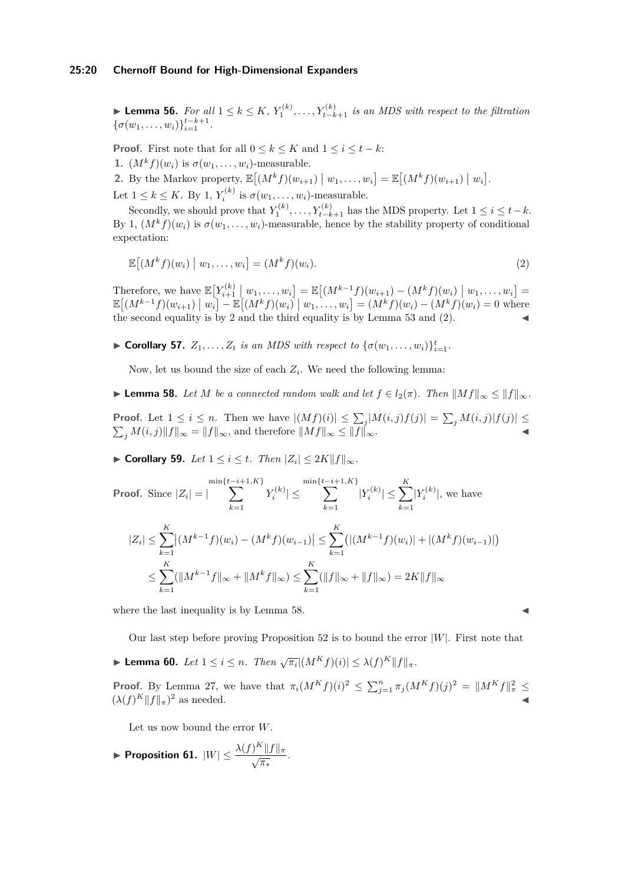▶ **Lemma 56.** *For all $1 \le k \le K$, $Y_1^{(k)}, \dots, Y_{t-k+1}^{(k)}$ is an MDS with respect to the filtration $\{\sigma(w_1, \dots, w_i)\}_{i=1}^{t-k+1}$.*

**Proof.** First note that for all $0 \le k \le K$ and $1 \le i \le t - k$:

1. $(M^k f)(w_i)$ is $\sigma(w_1, \dots, w_i)$-measurable.
2. By the Markov property, $\mathbb{E}\big[(M^k f)(w_{i+1}) \bigm| w_1, \dots, w_i\big] = \mathbb{E}\big[(M^k f)(w_{i+1}) \bigm| w_i\big]$.

Let $1 \le k \le K$. By 1, $Y_i^{(k)}$ is $\sigma(w_1, \dots, w_i)$-measurable.

Secondly, we should prove that $Y_1^{(k)}, \dots, Y_{t-k+1}^{(k)}$ has the MDS property. Let $1 \le i \le t - k$. By 1, $(M^k f)(w_i)$ is $\sigma(w_1, \dots, w_i)$-measurable, hence by the stability property of conditional expectation:

$$\mathbb{E}\big[(M^k f)(w_i) \bigm| w_1, \dots, w_i\big] = (M^k f)(w_i). \tag{2}$$

Therefore, we have $\mathbb{E}\big[Y_{i+1}^{(k)} \bigm| w_1, \dots, w_i\big] = \mathbb{E}\big[(M^{k-1} f)(w_{i+1}) - (M^k f)(w_i) \bigm| w_1, \dots, w_i\big] = \mathbb{E}\big[(M^{k-1} f)(w_{i+1}) \bigm| w_i\big] - \mathbb{E}\big[(M^k f)(w_i) \bigm| w_1, \dots, w_i\big] = (M^k f)(w_i) - (M^k f)(w_i) = 0$ where the second equality is by 2 and the third equality is by Lemma 53 and (2). ◀

▶ **Corollary 57.** *$Z_1, \dots, Z_t$ is an MDS with respect to $\{\sigma(w_1, \dots, w_i)\}_{i=1}^{t}$.*

Now, let us bound the size of each $Z_i$. We need the following lemma:

▶ **Lemma 58.** *Let $M$ be a connected random walk and let $f \in l_2(\pi)$. Then $\|Mf\|_\infty \le \|f\|_\infty$.*

**Proof.** Let $1 \le i \le n$. Then we have $|(Mf)(i)| \le \sum_j |M(i,j) f(j)| = \sum_j M(i,j) |f(j)| \le \sum_j M(i,j) \|f\|_\infty = \|f\|_\infty$, and therefore $\|Mf\|_\infty \le \|f\|_\infty$. ◀

▶ **Corollary 59.** *Let $1 \le i \le t$. Then $|Z_i| \le 2K\|f\|_\infty$.*

**Proof.** Since $|Z_i| = |\displaystyle\sum_{k=1}^{\min\{t-i+1,K\}} Y_i^{(k)}| \le \sum_{k=1}^{\min\{t-i+1,K\}} |Y_i^{(k)}| \le \sum_{k=1}^{K} |Y_i^{(k)}|$, we have

$$\begin{aligned}
|Z_i| &\le \sum_{k=1}^{K} \big|(M^{k-1} f)(w_i) - (M^k f)(w_{i-1})\big| \le \sum_{k=1}^{K} \big(|(M^{k-1} f)(w_i)| + |(M^k f)(w_{i-1})|\big) \\
&\le \sum_{k=1}^{K} (\|M^{k-1} f\|_\infty + \|M^k f\|_\infty) \le \sum_{k=1}^{K} (\|f\|_\infty + \|f\|_\infty) = 2K\|f\|_\infty
\end{aligned}$$

where the last inequality is by Lemma 58. ◀

Our last step before proving Proposition 52 is to bound the error $|W|$. First note that

▶ **Lemma 60.** *Let $1 \le i \le n$. Then $\sqrt{\pi_i}|(M^K f)(i)| \le \lambda(f)^K \|f\|_\pi$.*

**Proof.** By Lemma 27, we have that $\pi_i (M^K f)(i)^2 \le \sum_{j=1}^{n} \pi_j (M^K f)(j)^2 = \|M^K f\|_\pi^2 \le (\lambda(f)^K \|f\|_\pi)^2$ as needed. ◀

Let us now bound the error $W$.

▶ **Proposition 61.** $|W| \le \dfrac{\lambda(f)^K \|f\|_\pi}{\sqrt{\pi_*}}$.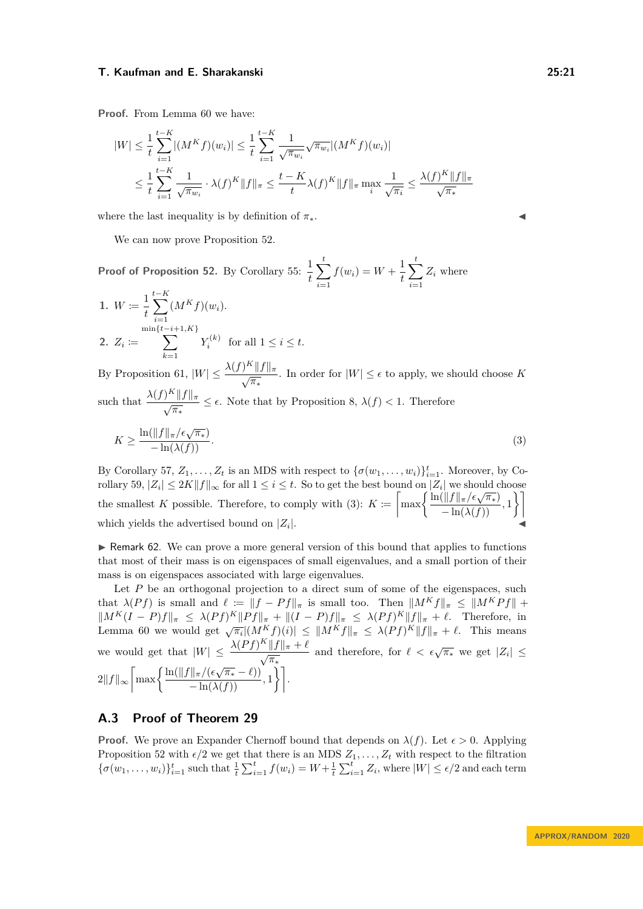**Proof.** From Lemma 60 we have:

$$|W| \le \frac{1}{t}\sum_{i=1}^{t-K} |(M^K f)(w_i)| \le \frac{1}{t}\sum_{i=1}^{t-K} \frac{1}{\sqrt{\pi_{w_i}}}\sqrt{\pi_{w_i}}|(M^K f)(w_i)|$$
$$\le \frac{1}{t}\sum_{i=1}^{t-K} \frac{1}{\sqrt{\pi_{w_i}}} \cdot \lambda(f)^K \|f\|_\pi \le \frac{t-K}{t}\lambda(f)^K\|f\|_\pi \max_i \frac{1}{\sqrt{\pi_i}} \le \frac{\lambda(f)^K\|f\|_\pi}{\sqrt{\pi_*}}$$

where the last inequality is by definition of $\pi_*$. ◀

We can now prove Proposition 52.

**Proof of Proposition 52.** By Corollary 55: $\frac{1}{t}\sum_{i=1}^{t} f(w_i) = W + \frac{1}{t}\sum_{i=1}^{t} Z_i$ where

1. $W := \frac{1}{t}\sum_{i=1}^{t-K}(M^K f)(w_i)$.
2. $Z_i := \sum_{k=1}^{\min\{t-i+1,K\}} Y_i^{(k)}$ for all $1 \le i \le t$.

By Proposition 61, $|W| \le \frac{\lambda(f)^K\|f\|_\pi}{\sqrt{\pi_*}}$. In order for $|W| \le \epsilon$ to apply, we should choose $K$ such that $\frac{\lambda(f)^K\|f\|_\pi}{\sqrt{\pi_*}} \le \epsilon$. Note that by Proposition 8, $\lambda(f) < 1$. Therefore

$$K \ge \frac{\ln(\|f\|_\pi/\epsilon\sqrt{\pi_*})}{-\ln(\lambda(f))}. \tag{3}$$

By Corollary 57, $Z_1, \dots, Z_t$ is an MDS with respect to $\{\sigma(w_1,\dots,w_i)\}_{i=1}^t$. Moreover, by Corollary 59, $|Z_i| \le 2K\|f\|_\infty$ for all $1 \le i \le t$. So to get the best bound on $|Z_i|$ we should choose the smallest $K$ possible. Therefore, to comply with (3): $K := \left\lceil \max\left\{\frac{\ln(\|f\|_\pi/\epsilon\sqrt{\pi_*})}{-\ln(\lambda(f))}, 1\right\}\right\rceil$ which yields the advertised bound on $|Z_i|$. ◀

▶ Remark 62. We can prove a more general version of this bound that applies to functions that most of their mass is on eigenspaces of small eigenvalues, and a small portion of their mass is on eigenspaces associated with large eigenvalues.

Let $P$ be an orthogonal projection to a direct sum of some of the eigenspaces, such that $\lambda(Pf)$ is small and $\ell := \|f - Pf\|_\pi$ is small too. Then $\|M^K f\|_\pi \le \|M^K Pf\| + \|M^K(I-P)f\|_\pi \le \lambda(Pf)^K\|Pf\|_\pi + \|(I-P)f\|_\pi \le \lambda(Pf)^K\|f\|_\pi + \ell$. Therefore, in Lemma 60 we would get $\sqrt{\pi_i}|(M^K f)(i)| \le \|M^K f\|_\pi \le \lambda(Pf)^K\|f\|_\pi + \ell$. This means we would get that $|W| \le \frac{\lambda(Pf)^K\|f\|_\pi + \ell}{\sqrt{\pi_*}}$ and therefore, for $\ell < \epsilon\sqrt{\pi_*}$ we get $|Z_i| \le 2\|f\|_\infty\left\lceil \max\left\{\frac{\ln(\|f\|_\pi/(\epsilon\sqrt{\pi_*} - \ell))}{-\ln(\lambda(f))}, 1\right\}\right\rceil$.

## A.3 Proof of Theorem 29

**Proof.** We prove an Expander Chernoff bound that depends on $\lambda(f)$. Let $\epsilon > 0$. Applying Proposition 52 with $\epsilon/2$ we get that there is an MDS $Z_1, \dots, Z_t$ with respect to the filtration $\{\sigma(w_1,\dots,w_i)\}_{i=1}^t$ such that $\frac{1}{t}\sum_{i=1}^t f(w_i) = W + \frac{1}{t}\sum_{i=1}^t Z_i$, where $|W| \le \epsilon/2$ and each term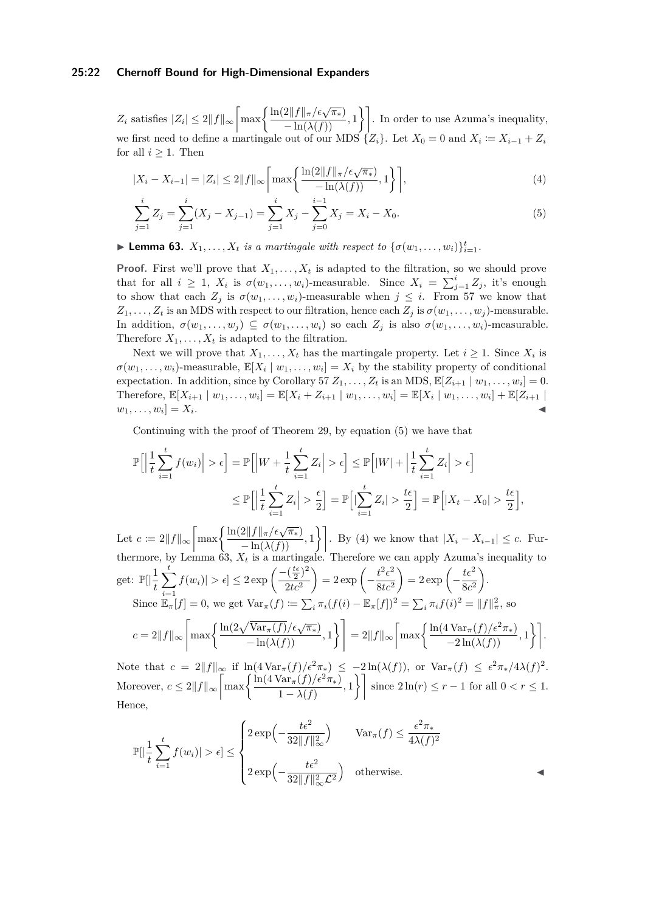$Z_i$ satisfies $|Z_i| \le 2\|f\|_\infty \left\lceil \max\left\{ \frac{\ln(2\|f\|_\pi/\epsilon\sqrt{\pi_*})}{-\ln(\lambda(f))}, 1 \right\} \right\rceil$. In order to use Azuma's inequality, we first need to define a martingale out of our MDS $\{Z_i\}$. Let $X_0 = 0$ and $X_i \coloneqq X_{i-1} + Z_i$ for all $i \ge 1$. Then

$$|X_i - X_{i-1}| = |Z_i| \le 2\|f\|_\infty \left\lceil \max\left\{ \frac{\ln(2\|f\|_\pi/\epsilon\sqrt{\pi_*})}{-\ln(\lambda(f))}, 1 \right\} \right\rceil, \tag{4}$$

$$\sum_{j=1}^{i} Z_j = \sum_{j=1}^{i} (X_j - X_{j-1}) = \sum_{j=1}^{i} X_j - \sum_{j=0}^{i-1} X_j = X_i - X_0. \tag{5}$$

▶ **Lemma 63.** *$X_1, \ldots, X_t$ is a martingale with respect to $\{\sigma(w_1, \ldots, w_i)\}_{i=1}^t$.*

**Proof.** First we'll prove that $X_1, \ldots, X_t$ is adapted to the filtration, so we should prove that for all $i \ge 1$, $X_i$ is $\sigma(w_1, \ldots, w_i)$-measurable. Since $X_i = \sum_{j=1}^{i} Z_j$, it's enough to show that each $Z_j$ is $\sigma(w_1, \ldots, w_i)$-measurable when $j \le i$. From 57 we know that $Z_1, \ldots, Z_t$ is an MDS with respect to our filtration, hence each $Z_j$ is $\sigma(w_1, \ldots, w_j)$-measurable. In addition, $\sigma(w_1, \ldots, w_j) \subseteq \sigma(w_1, \ldots, w_i)$ so each $Z_j$ is also $\sigma(w_1, \ldots, w_i)$-measurable. Therefore $X_1, \ldots, X_t$ is adapted to the filtration.

Next we will prove that $X_1, \ldots, X_t$ has the martingale property. Let $i \ge 1$. Since $X_i$ is $\sigma(w_1, \ldots, w_i)$-measurable, $\mathbb{E}[X_i \mid w_1, \ldots, w_i] = X_i$ by the stability property of conditional expectation. In addition, since by Corollary 57 $Z_1, \ldots, Z_t$ is an MDS, $\mathbb{E}[Z_{i+1} \mid w_1, \ldots, w_i] = 0$. Therefore, $\mathbb{E}[X_{i+1} \mid w_1, \ldots, w_i] = \mathbb{E}[X_i + Z_{i+1} \mid w_1, \ldots, w_i] = \mathbb{E}[X_i \mid w_1, \ldots, w_i] + \mathbb{E}[Z_{i+1} \mid w_1, \ldots, w_i] = X_i$. ◀

Continuing with the proof of Theorem 29, by equation (5) we have that

$$\mathbb{P}\Big[\Big|\frac{1}{t}\sum_{i=1}^{t} f(w_i)\Big| > \epsilon\Big] = \mathbb{P}\Big[\Big|W + \frac{1}{t}\sum_{i=1}^{t} Z_i\Big| > \epsilon\Big] \le \mathbb{P}\Big[|W| + \Big|\frac{1}{t}\sum_{i=1}^{t} Z_i\Big| > \epsilon\Big]$$

$$\le \mathbb{P}\Big[\Big|\frac{1}{t}\sum_{i=1}^{t} Z_i\Big| > \frac{\epsilon}{2}\Big] = \mathbb{P}\Big[\Big|\sum_{i=1}^{t} Z_i\Big| > \frac{t\epsilon}{2}\Big] = \mathbb{P}\Big[\big|X_t - X_0\big| > \frac{t\epsilon}{2}\Big],$$

Let $c \coloneqq 2\|f\|_\infty \left\lceil \max\left\{ \frac{\ln(2\|f\|_\pi/\epsilon\sqrt{\pi_*})}{-\ln(\lambda(f))}, 1 \right\} \right\rceil$. By (4) we know that $|X_i - X_{i-1}| \le c$. Furthermore, by Lemma 63, $X_t$ is a martingale. Therefore we can apply Azuma's inequality to get: $\mathbb{P}[|\frac{1}{t}\sum_{i=1}^{t} f(w_i)| > \epsilon] \le 2\exp\left(\frac{-(\frac{t\epsilon}{2})^2}{2tc^2}\right) = 2\exp\left(-\frac{t^2\epsilon^2}{8tc^2}\right) = 2\exp\left(-\frac{t\epsilon^2}{8c^2}\right)$.

Since $\mathbb{E}_\pi[f] = 0$, we get $\mathrm{Var}_\pi(f) \coloneqq \sum_i \pi_i (f(i) - \mathbb{E}_\pi[f])^2 = \sum_i \pi_i f(i)^2 = \|f\|_\pi^2$, so

$$c = 2\|f\|_\infty \left\lceil \max\left\{ \frac{\ln(2\sqrt{\mathrm{Var}_\pi(f)}/\epsilon\sqrt{\pi_*})}{-\ln(\lambda(f))}, 1 \right\} \right\rceil = 2\|f\|_\infty \left\lceil \max\left\{ \frac{\ln(4\,\mathrm{Var}_\pi(f)/\epsilon^2\pi_*)}{-2\ln(\lambda(f))}, 1 \right\} \right\rceil.$$

Note that $c = 2\|f\|_\infty$ if $\ln(4\,\mathrm{Var}_\pi(f)/\epsilon^2\pi_*) \le -2\ln(\lambda(f))$, or $\mathrm{Var}_\pi(f) \le \epsilon^2\pi_*/4\lambda(f)^2$. Moreover, $c \le 2\|f\|_\infty \left\lceil \max\left\{ \frac{\ln(4\,\mathrm{Var}_\pi(f)/\epsilon^2\pi_*)}{1-\lambda(f)}, 1 \right\} \right\rceil$ since $2\ln(r) \le r - 1$ for all $0 < r \le 1$. Hence,

$$\mathbb{P}[|\frac{1}{t}\sum_{i=1}^{t} f(w_i)| > \epsilon] \le \begin{cases} 2\exp\Big(-\frac{t\epsilon^2}{32\|f\|_\infty^2}\Big) & \mathrm{Var}_\pi(f) \le \frac{\epsilon^2\pi_*}{4\lambda(f)^2} \\ 2\exp\Big(-\frac{t\epsilon^2}{32\|f\|_\infty^2\mathcal{L}^2}\Big) & \text{otherwise.} \end{cases}$$

◀